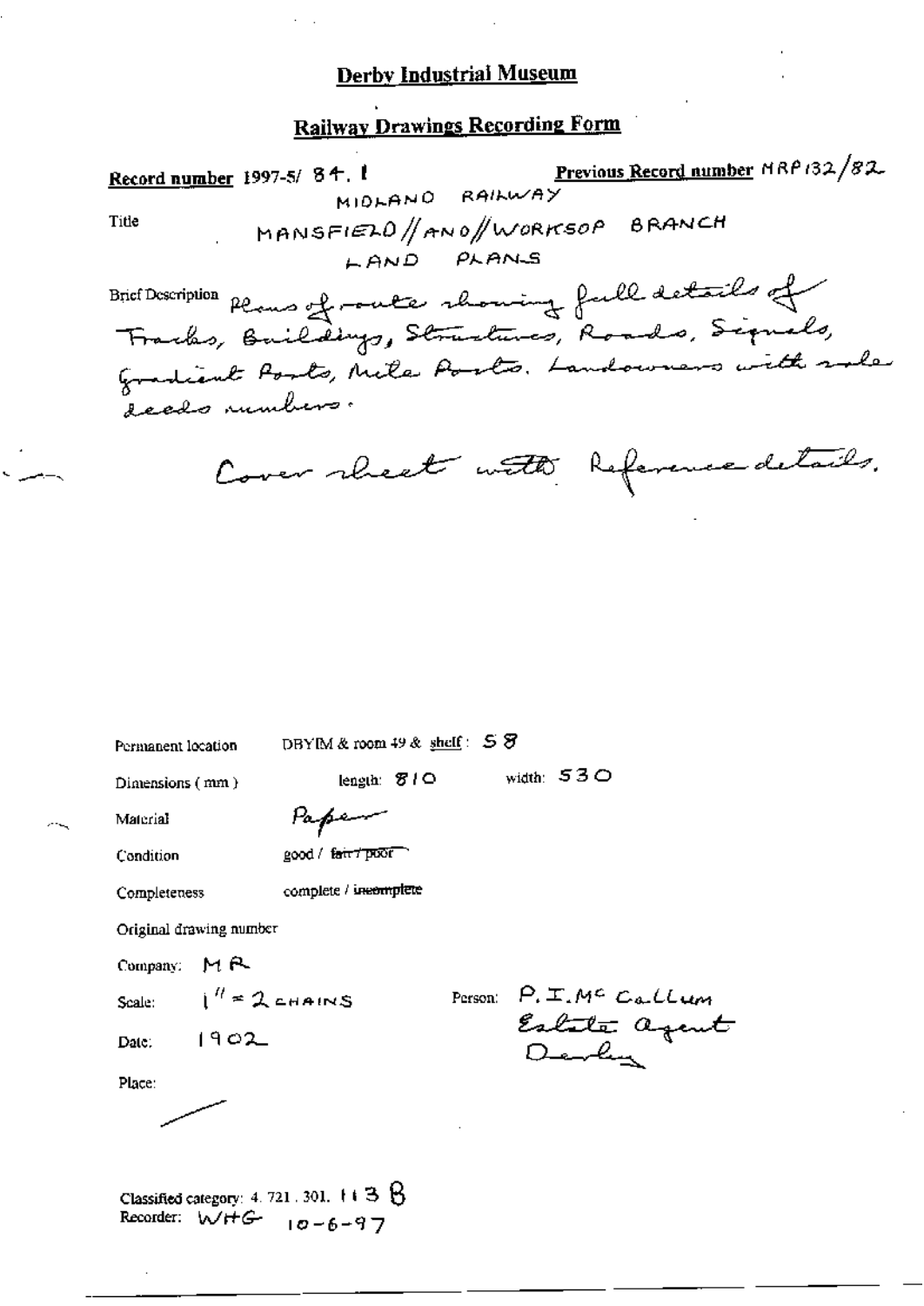# Derby Industrial Museum

## Railway Drawings Recording Form

**Record number** 1997-5/ 84. 1 **Previous Record number** MRP132/82

Title: MIDLAND RAILWAY
MANSFIELD // AND // WORKSOP BRANCH
LAND PLANS

Brief Description: Plans of route showing full details of Tracks, Buildings, Structures, Roads, Signals, Gradient Posts, Mile Posts. Landowners with sale deeds numbers.

Cover sheet with Reference details.

Permanent location: DBYIM & room 49 & shelf: 58

Dimensions (mm): length: 810 width: 530

Material: Paper

Condition: good / ~~fair / poor~~

Completeness: complete / ~~incomplete~~

Original drawing number

Company: MR

Scale: 1" = 2 CHAINS

Person: P. I. Mc Callum, Estate agent, Derby

Date: 1902

Place: —

Classified category: 4. 721. 301. 113 B
Recorder: WHG 10-6-97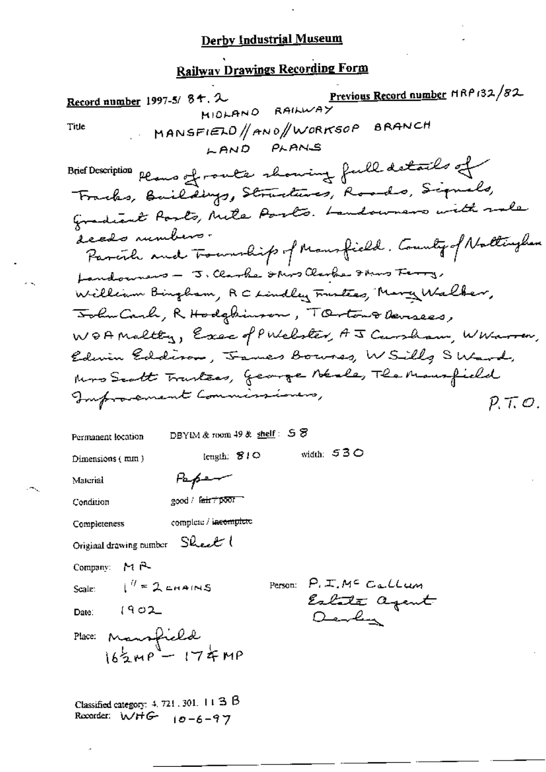# Derby Industrial Museum

## Railway Drawings Recording Form

**Record number** 1997-5/ 84. 2 **Previous Record number** MRP132/82

Title MIDLAND RAILWAY
MANSFIELD // AND // WORKSOP BRANCH
LAND PLANS

Brief Description Plans of route showing full details of Tracks, Buildings, Structures, Roads, Signals, Gradient Posts, Mile Posts. Landowners with sale deeds numbers.
Parish and Township of Mansfield. County of Nottingham
Landowners – J. Clarke & Mrs Clarke & Mrs Terry, William Bingham, R C Lindley Trustees, Mary Walker, John Cash, R Hodgkinson, T Orton & Devisees, W & A Maltby, Exec of P Webster, A J Cursham, W Warren, Edwin Eddison, James Bowns, W Silly S Ward, Mrs Scott Trustees, George Neale, The Mansfield Improvement Commissioners,

P.T.O.

Permanent location DBYIM & room 49 & shelf : S8

Dimensions (mm) length: 810 width: 530

Material Paper

Condition good / ~~fair / poor~~

Completeness complete / ~~incomplete~~

Original drawing number Sheet 1

Company: MR

Scale: 1" = 2 CHAINS

Person: P. I. McCallum
Estate Agent
Derby

Date: 1902

Place: Mansfield
16½ MP – 17¼ MP

Classified category: 4. 721. 301. 113 B
Recorder: WHG 10-6-97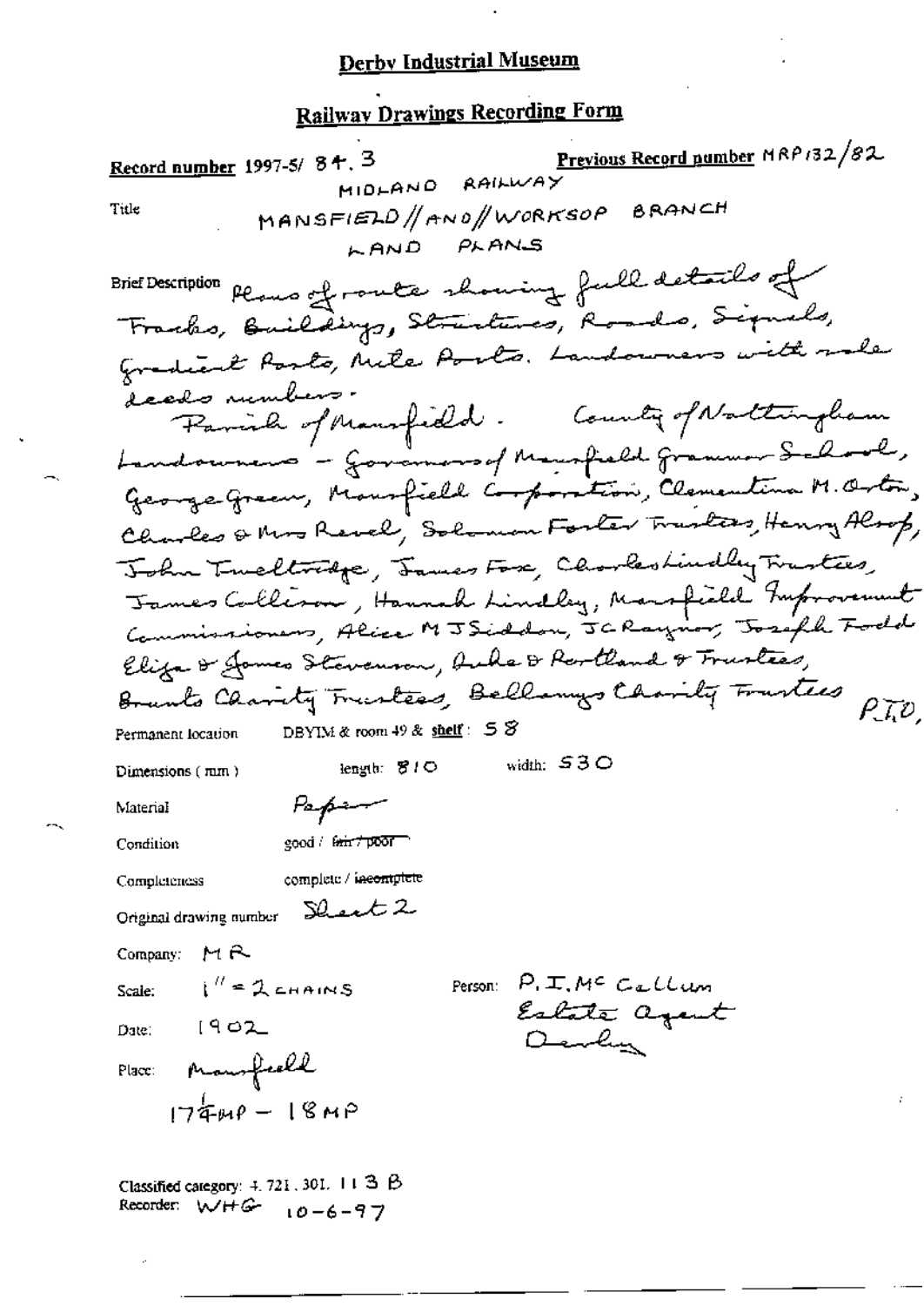## Derby Industrial Museum

## Railway Drawings Recording Form

**Record number** 1997-5/ 84. 3 **Previous Record number** MRP132/82

Title: MIDLAND RAILWAY
MANSFIELD // AND // WORKSOP BRANCH
LAND PLANS

Brief Description: Plans of route showing full details of Tracks, Buildings, Structures, Roads, Signals, Gradient Posts, Mile Posts. Landowners with sale deeds numbers.
Parish of Mansfield. County of Nottingham
Landowners - Governors of Mansfield Grammar School, George Green, Mansfield Corporation, Clementina M. Orton, Charles & Mrs Revel, Solomon Foster Trustees, Henry Alsop, John Tweltridge, James Fox, Charles Lindley Trustees, James Collison, Hannah Lindley, Mansfield Improvement Commissioners, Alice M J Siddon, J C Raynor, Joseph Todd, Eliza & James Stevenson, Duke of Portland & Trustees, Brunts Charity Trustees, Bellamys Charity Trustees P.T.O.

Permanent location: DBYIM & room 49 & **shelf**: 58

Dimensions (mm): length: 810 width: 530

Material: Paper

Condition: good / ~~fair / poor~~

Completeness: complete / ~~incomplete~~

Original drawing number: Sheet 2

Company: MR

Scale: 1" = 2 CHAINS

Person: P. I. McCallum, Estate Agent, Derby

Date: 1902

Place: Mansfield
17¼ MP – 18 MP

Classified category: 4. 721. 301. 113 B
Recorder: WHG 10-6-97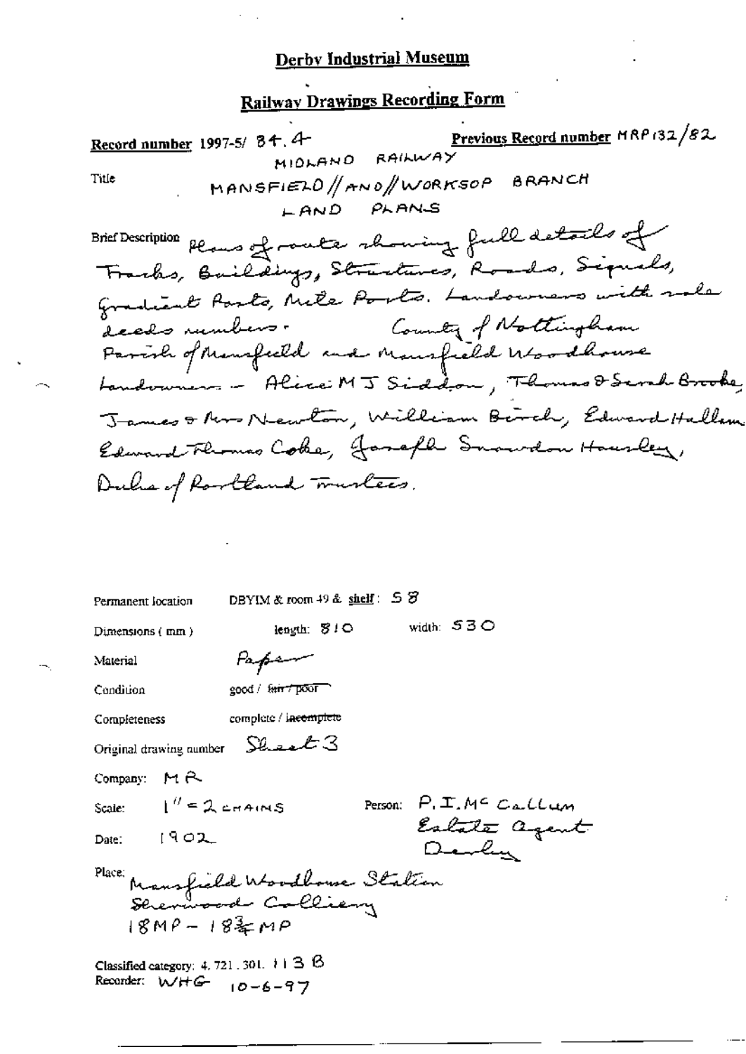# Derby Industrial Museum

## Railway Drawings Recording Form

**Record number** 1997-5/ 84.4 **Previous Record number** MRP132/82

Title MIDLAND RAILWAY
MANSFIELD // AND // WORKSOP BRANCH
LAND PLANS

Brief Description Plans of route showing full details of Tracks, Buildings, Structures, Roads, Signals, Gradient Posts, Mile Posts. Landowners with sale deeds numbers. County of Nottingham
Parish of Mansfield and Mansfield Woodhouse
Landowners - Alice MJ Siddon, Thomas & Sarah Brooke, James & Mrs Newton, William Birch, Edward Hallam Edward Thomas Coke, Joseph Snowdon Hawsley, Duke of Portland Trustees.

Permanent location DBYIM & room 49 & shelf: 58

Dimensions (mm) length: 810 width: 530

Material Paper

Condition good / ~~fair / poor~~

Completeness complete / ~~incomplete~~

Original drawing number Sheet 3

Company: MR

Scale: 1" = 2 CHAINS Person: P.I. Mc Callum Estate Agent Derby

Date: 1902

Place: Mansfield Woodhouse Station
Sherwood Colliery
18MP – 18¾MP

Classified category: 4.721.301.113B
Recorder: WHG 10-6-97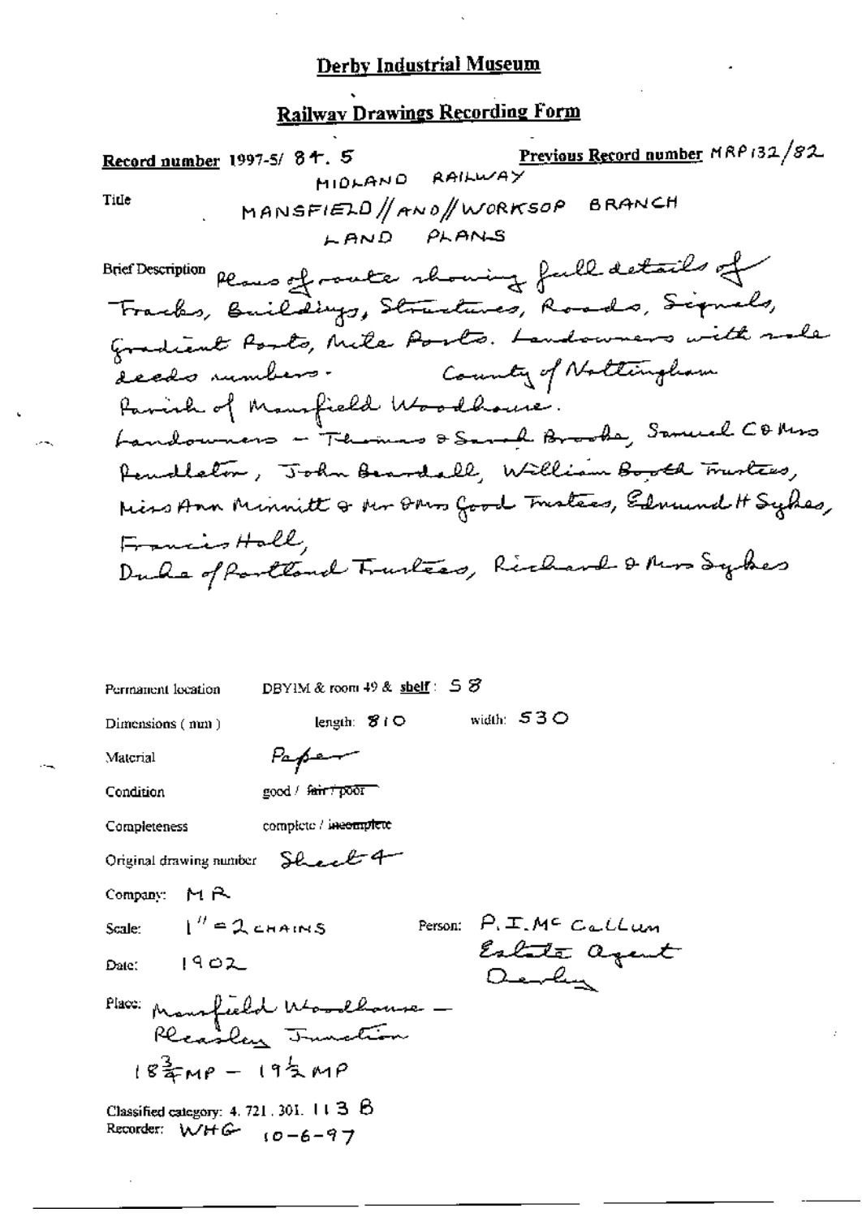# Derby Industrial Museum

## Railway Drawings Recording Form

**Record number** 1997-5/ 84. 5 **Previous Record number** MRP132/82

Title: MIDLAND RAILWAY MANSFIELD // AND // WORKSOP BRANCH LAND PLANS

Brief Description: Plans of route showing full details of Tracks, Buildings, Structures, Roads, Signals, Gradient Posts, Mile Posts. Landowners with sale deeds numbers. County of Nottingham Parish of Mansfield Woodhouse. Landowners – Thomas & Sarah Brooke, Samuel C & Mrs Pendleton, John Beardall, William Booth Trustees, Miss Ann Minnitt & Mr & Mrs Good Trustees, Edmund H Sykes, Francis Hall, Duke of Portland Trustees, Richard & Mrs Sykes

Permanent location: DBYIM & room 49 & shelf: 58

Dimensions (mm): length: 810 width: 530

Material: Paper

Condition: good / ~~fair / poor~~

Completeness: complete / ~~incomplete~~

Original drawing number: Sheet 4

Company: MR

Scale: 1" = 2 CHAINS

Person: P. I. McCallum Estate Agent Derby

Date: 1902

Place: Mansfield Woodhouse – Pleasley Junction $18\frac{3}{4}$MP – $19\frac{1}{2}$MP

Classified category: 4. 721. 301. 113 B

Recorder: WHG 10-6-97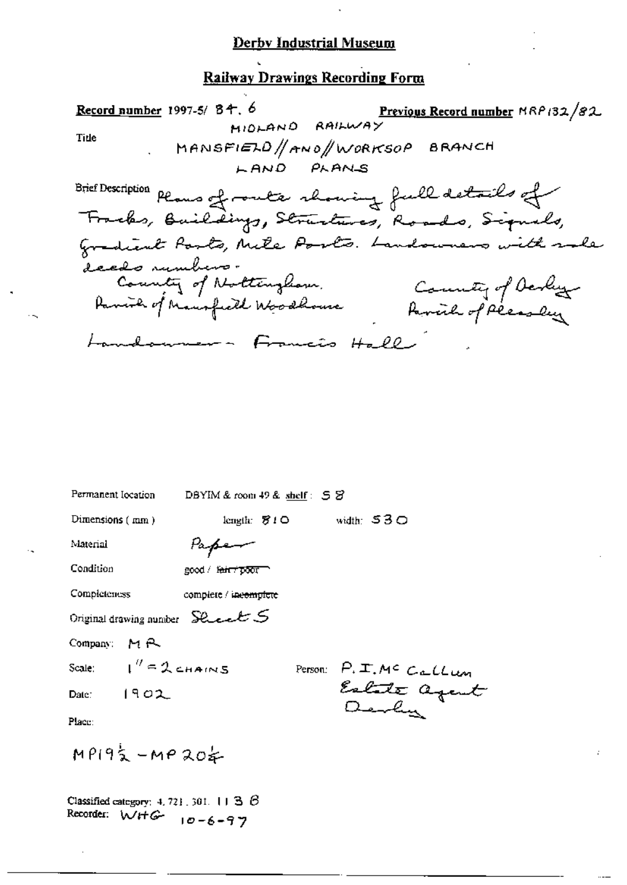# Derby Industrial Museum

## Railway Drawings Recording Form

**Record number** 1997-5/ 34. 6 **Previous Record number** MRP132/82

Title

MIDLAND RAILWAY
MANSFIELD // AND // WORKSOP BRANCH
LAND PLANS

Brief Description Plans of route showing full details of Tracks, Buildings, Structures, Roads, Signals, Gradient Posts, Mile Posts. Landowners with sale deeds numbers.

County of Nottingham. Parish of Mansfield Woodhouse

County of Derby Parish of Pleasley

Landowner - Francis Hall

Permanent location DBYIM & room 49 & shelf: 58

Dimensions (mm) length: 810 width: 530

Material Paper

Condition good / ~~fair / poor~~

Completeness complete / ~~incomplete~~

Original drawing number Sheet 5

Company: MR

Scale: 1" = 2 CHAINS

Person: P. I. Mc Callum Estate Agent Derby

Date: 1902

Place:

MP19½ - MP20¼

Classified category: 4.721.301. 113 B

Recorder: WHG 10-6-97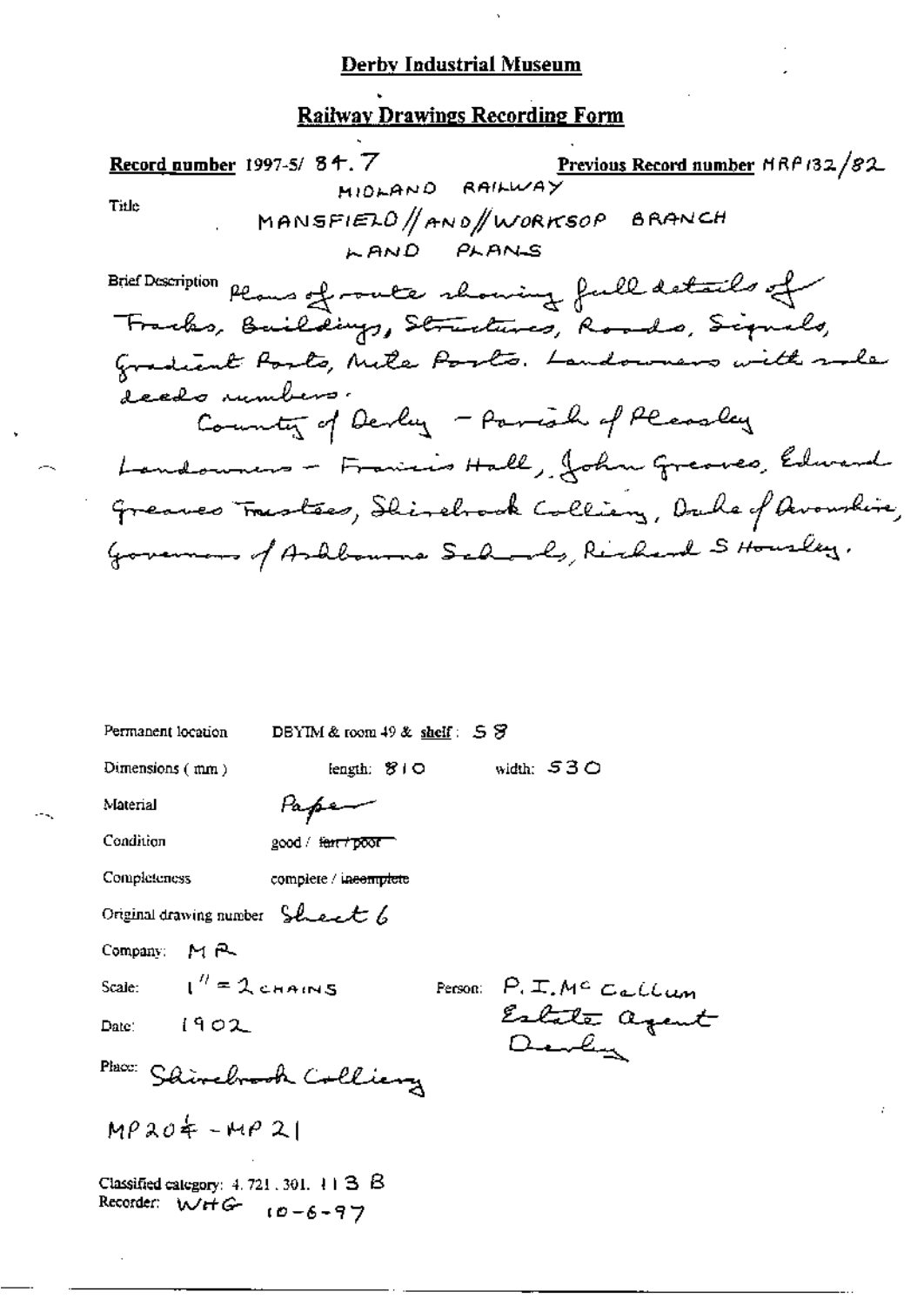# Derby Industrial Museum

## Railway Drawings Recording Form

**Record number** 1997-5/ 84.7 **Previous Record number** MRP132/82

Title

MIDLAND RAILWAY
MANSFIELD // AND // WORKSOP BRANCH
LAND PLANS

Brief Description Plans of route showing full details of Tracks, Buildings, Structures, Roads, Signals, Gradient Posts, Mile Posts. Landowners with sale deeds numbers.

County of Derby – Parish of Pleasley

Landowners – Francis Hall, John Greaves, Edward Greaves Trustees, Shirebrook Colliery, Duke of Devonshire, Governors of Ashbourne Schools, Richard S Housley.

Permanent location DBYIM & room 49 & shelf: S8

Dimensions (mm) length: 810 width: 530

Material Paper

Condition good / ~~fair / poor~~

Completeness complete / ~~incomplete~~

Original drawing number Sheet 6

Company: MR

Scale: 1" = 2 CHAINS Person: P. I. McCallum Estate Agent Derby

Date: 1902

Place: Shirebrook Colliery

MP20¾ – MP21

Classified category: 4. 721. 301. 113 B
Recorder: WHG 10-6-97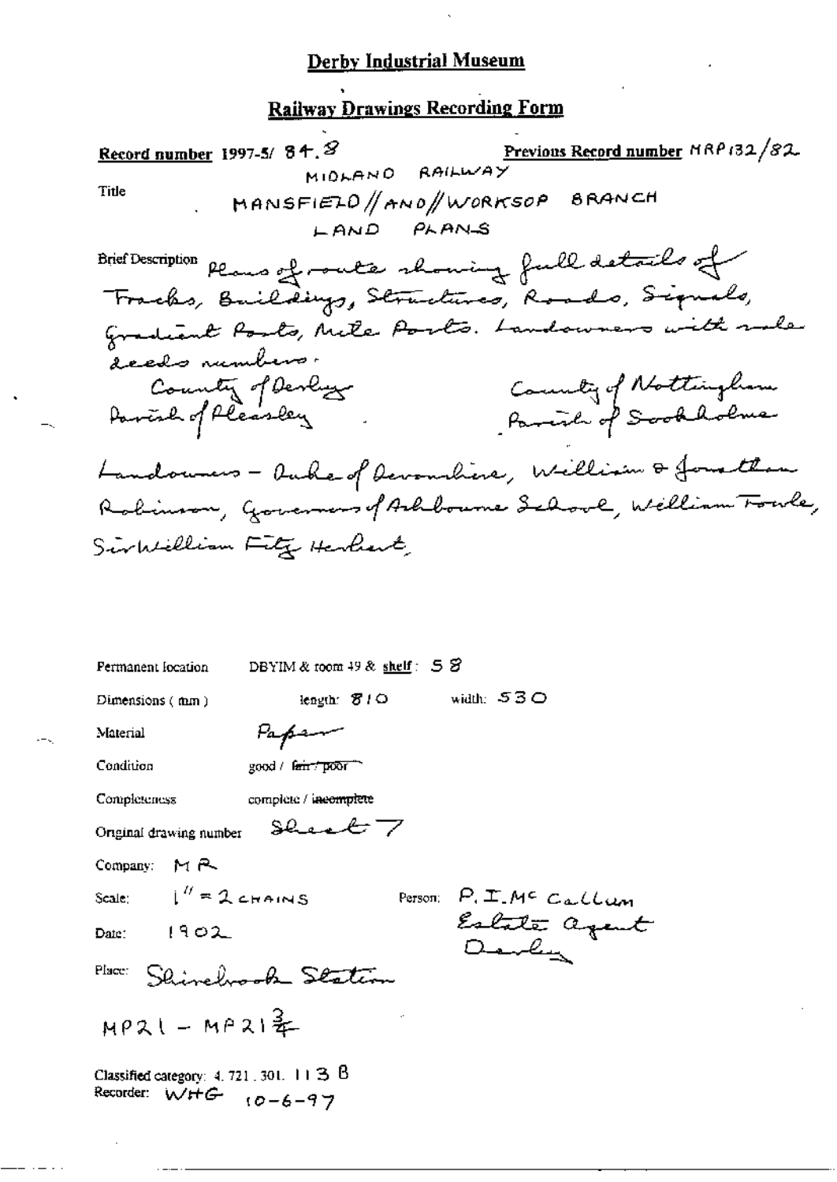# Derby Industrial Museum

## Railway Drawings Recording Form

**Record number** 1997-5/ 84.8 **Previous Record number** MRP132/82

Title MIDLAND RAILWAY
MANSFIELD // AND // WORKSOP BRANCH
LAND PLANS

Brief Description Plans of route showing full details of Tracks, Buildings, Structures, Roads, Signals, Gradient Posts, Mile Posts. Landowners with sale deeds numbers.

County of Derby
Parish of Pleasley

County of Nottingham
Parish of Sookholme

Landowners – Duke of Devonshire, William & Jonathan Robinson, Governors of Ashbourne School, William Fowle, Sir William Fitz Herbert,

Permanent location DBYIM & room 49 & shelf: 58

Dimensions (mm) length: 810 width: 530

Material Paper

Condition good / ~~fair / poor~~

Completeness complete / ~~incomplete~~

Original drawing number Sheet 7

Company: MR

Scale: 1" = 2 CHAINS

Person: P. I. McCallum
Estate agent
Derby

Date: 1902

Place: Shirebrook Station

MP21 – MP21¾

Classified category: 4. 721. 301. 113 B
Recorder: WHG 10-6-97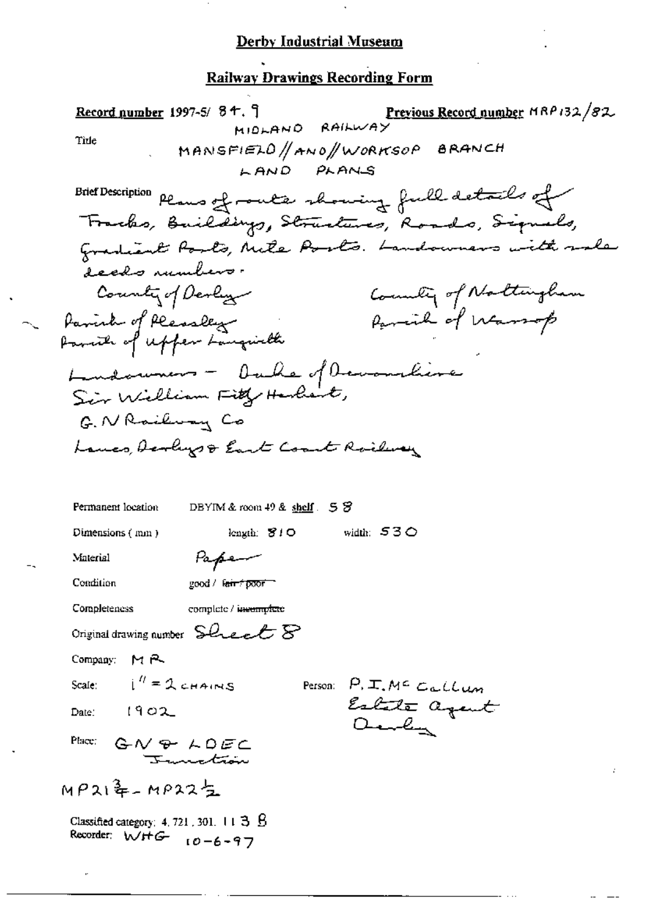**Derby Industrial Museum**

**Railway Drawings Recording Form**

**Record number** 1997-5/ 84. 9  **Previous Record number** MRP132/82

Title

MIDLAND RAILWAY
MANSFIELD // AND // WORKSOP BRANCH
LAND PLANS

Brief Description Plans of route showing full details of Tracks, Buildings, Structures, Roads, Signals, Gradient Posts, Mile Posts. Landowners with sale deeds numbers.

County of Derby
Parish of Pleasley
Parish of Upper Langwith

County of Nottingham
Parish of Warsop

Landowners – Duke of Devonshire
Sir William Fitz Herbert,
G.N Railway Co
Lancs, Derbys & East Coast Railway

Permanent location  DBYIM & room 49 & shelf . 58

Dimensions ( mm )  length: 810  width: 530

Material  Paper

Condition  good / ~~fair / poor~~

Completeness  complete / ~~incomplete~~

Original drawing number  Sheet 8

Company: MR

Scale: 1" = 2 CHAINS

Person: P.I. McCallum
Estate Agent
Derby

Date: 1902

Place: GN & LDEC
Junction

MP21¾ – MP22½

Classified category: 4. 721. 301. 113 B
Recorder: WHG  10-6-97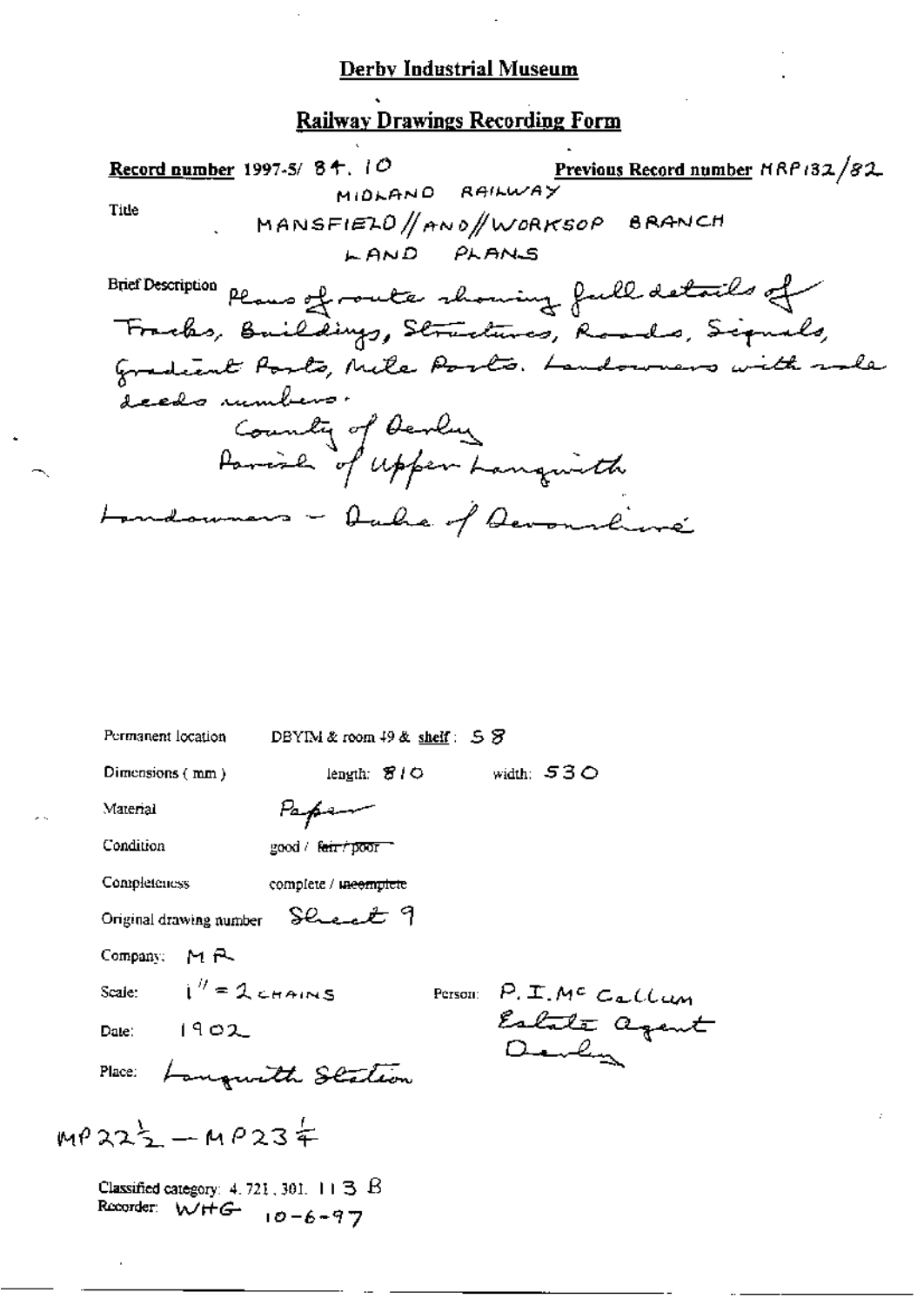# Derby Industrial Museum

## Railway Drawings Recording Form

**Record number** 1997-5/ 84. 10 **Previous Record number** MRP132/82

Title

MIDLAND RAILWAY
MANSFIELD // AND // WORKSOP BRANCH
LAND PLANS

Brief Description Plans of route showing full details of Tracks, Buildings, Structures, Roads, Signals, Gradient Posts, Mile Posts. Landowners with sale deeds numbers.

County of Derby
Parish of Upper Langwith

Landowners – Duke of Devonshire

Permanent location DBYIM & room 49 & shelf: 58

Dimensions (mm) length: 810 width: 530

Material Paper

Condition good / ~~fair / poor~~

Completeness complete / ~~incomplete~~

Original drawing number Sheet 9

Company: MR

Scale: 1" = 2 CHAINS

Person: P. I. Mc Callum
Estate Agent
Derby

Date: 1902

Place: Langwith Station

MP $22\frac{1}{2}$ – MP $23\frac{1}{4}$

Classified category: 4.721.301. 113 B
Recorder: WHG 10-6-97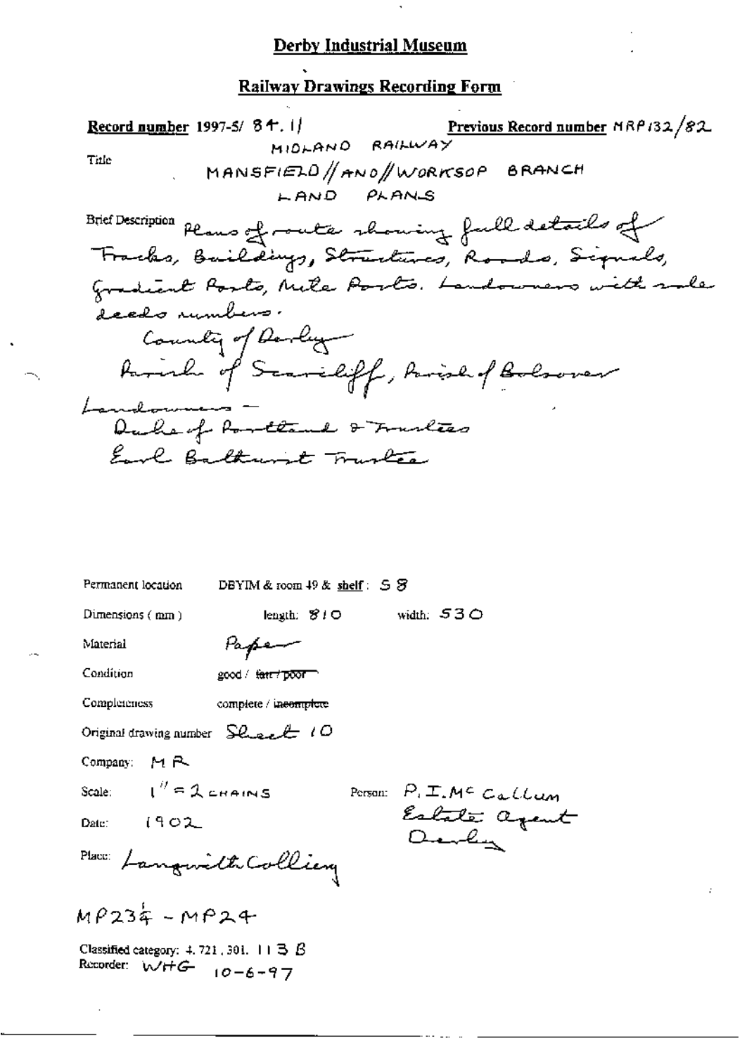# Derby Industrial Museum

## Railway Drawings Recording Form

**Record number** 1997-5/ 84.11

**Previous Record number** MRP132/82

Title

MIDLAND RAILWAY
MANSFIELD // AND // WORKSOP BRANCH
LAND PLANS

Brief Description Plans of route showing full details of Tracks, Buildings, Structures, Roads, Signals, Gradient Posts, Mile Posts. Landowners with sale deeds numbers.

County of Derby
Parish of Scarcliff, Parish of Bolsover

Landowners –
Duke of Portland & Trustees
Earl Bathurst Trustee

Permanent location DBYIM & room 49 & **shelf**: S8

Dimensions (mm) length: 810 width: 530

Material Paper

Condition good / ~~fair / poor~~

Completeness complete / ~~incomplete~~

Original drawing number Sheet 10

Company: MR

Scale: 1" = 2 CHAINS

Person: P. I. McCallum Estate agent Derby

Date: 1902

Place: Langwith Colliery

MP23¾ – MP24

Classified category: 4.721.301. 113 B

Recorder: WHG 10-6-97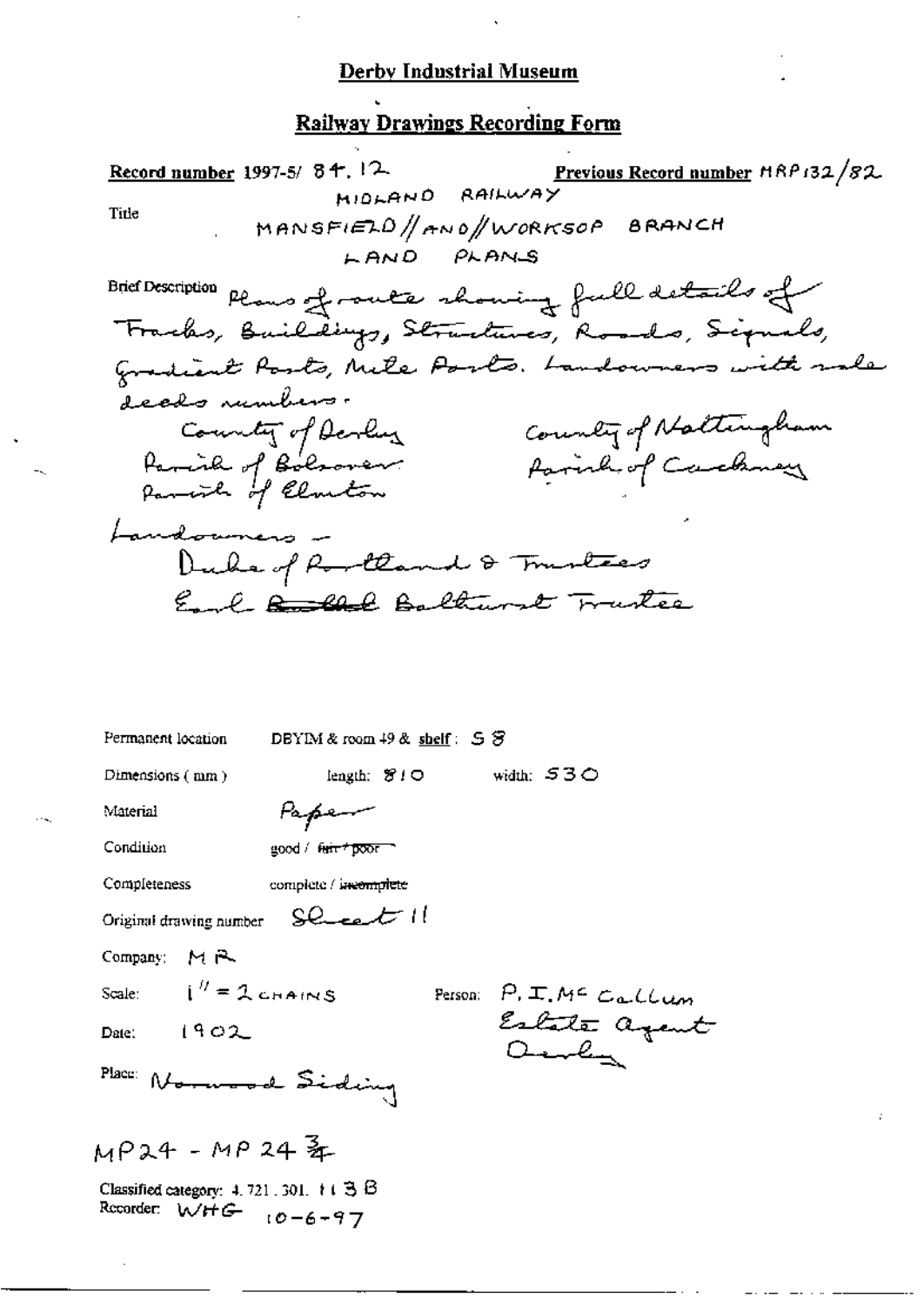## Derby Industrial Museum

## Railway Drawings Recording Form

**Record number** 1997-5/ 84. 12 **Previous Record number** MRP132/82

Title

MIDLAND RAILWAY
MANSFIELD // AND // WORKSOP BRANCH
LAND PLANS

Brief Description Plans of route showing full details of Tracks, Buildings, Structures, Roads, Signals, Gradient Posts, Mile Posts. Landowners with sale deeds numbers.

County of Derby
Parish of Bolsover
Parish of Elmton

County of Nottingham
Parish of Cuckney

Landowners –
Duke of Portland & Trustees
Earl ~~Bathel~~ Bathurst Trustee

Permanent location DBYIM & room 49 & **shelf**: S 8

Dimensions (mm) length: 810 width: 530

Material Paper

Condition good / ~~fair / poor~~

Completeness complete / ~~incomplete~~

Original drawing number Sheet 11

Company: MR

Scale: 1" = 2 CHAINS Person: P. I. McCallum Estate Agent Derby

Date: 1902

Place: Norwood Siding

MP24 - MP 24 ¾

Classified category: 4. 721. 301. 113 B
Recorder: WHG 10-6-97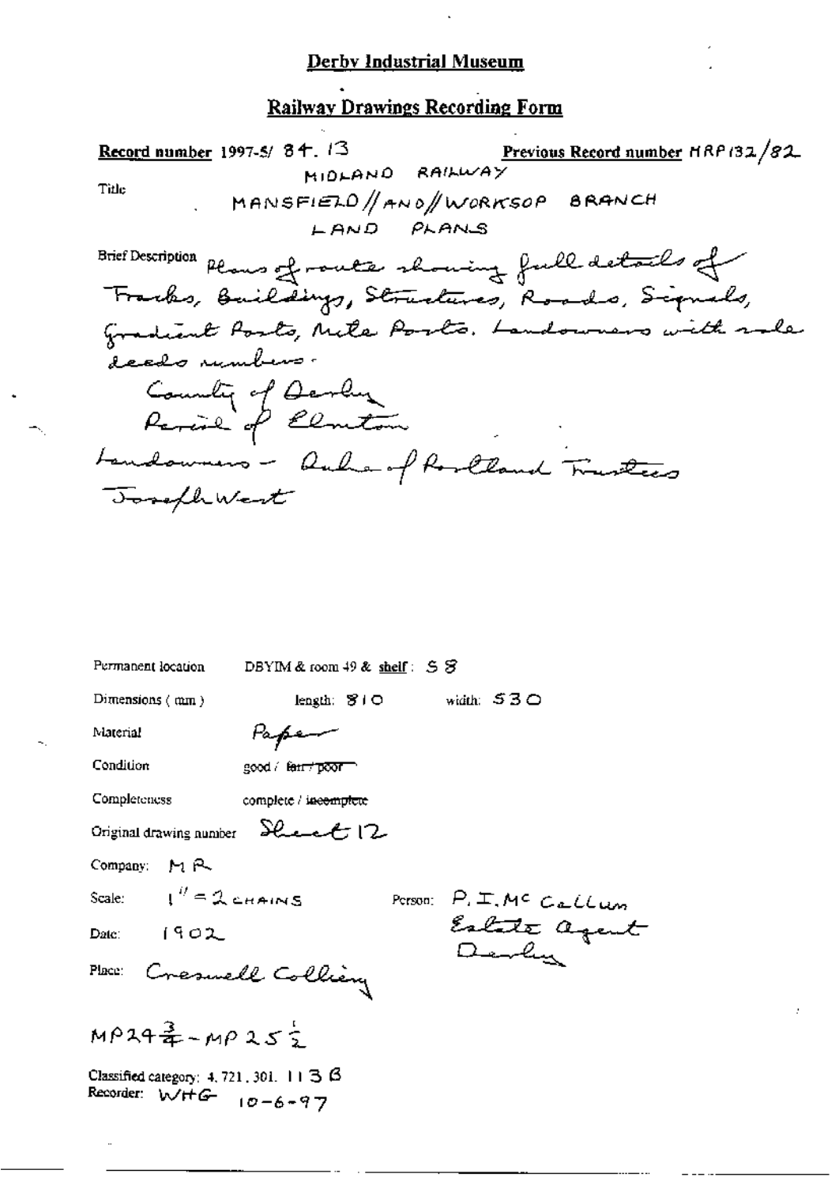# Derby Industrial Museum

## Railway Drawings Recording Form

**Record number** 1997-5/ 84. 13 **Previous Record number** MRP132/82

**Title**

MIDLAND RAILWAY
MANSFIELD // AND // WORKSOP BRANCH
LAND PLANS

**Brief Description** Plans of route showing full details of Tracks, Buildings, Structures, Roads, Signals, Gradient Posts, Mile Posts. Landowners with sale deeds numbers.

County of Derby
Parish of Elmton

Landowners – Duke of Portland Trustees
Joseph West

Permanent location: DBYIM & room 49 & shelf: S8

Dimensions (mm): length: 810 width: 530

Material: Paper

Condition: good / ~~fair / poor~~

Completeness: complete / ~~incomplete~~

Original drawing number: Sheet 12

Company: MR

Scale: 1" = 2 CHAINS

Person: P. I. Mc Callum, Estate Agent, Derby

Date: 1902

Place: Creswell Colliery

$MP 24\frac{3}{4} - MP 25\frac{1}{2}$

Classified category: 4. 721. 301. 113 B

Recorder: WHG 10-6-97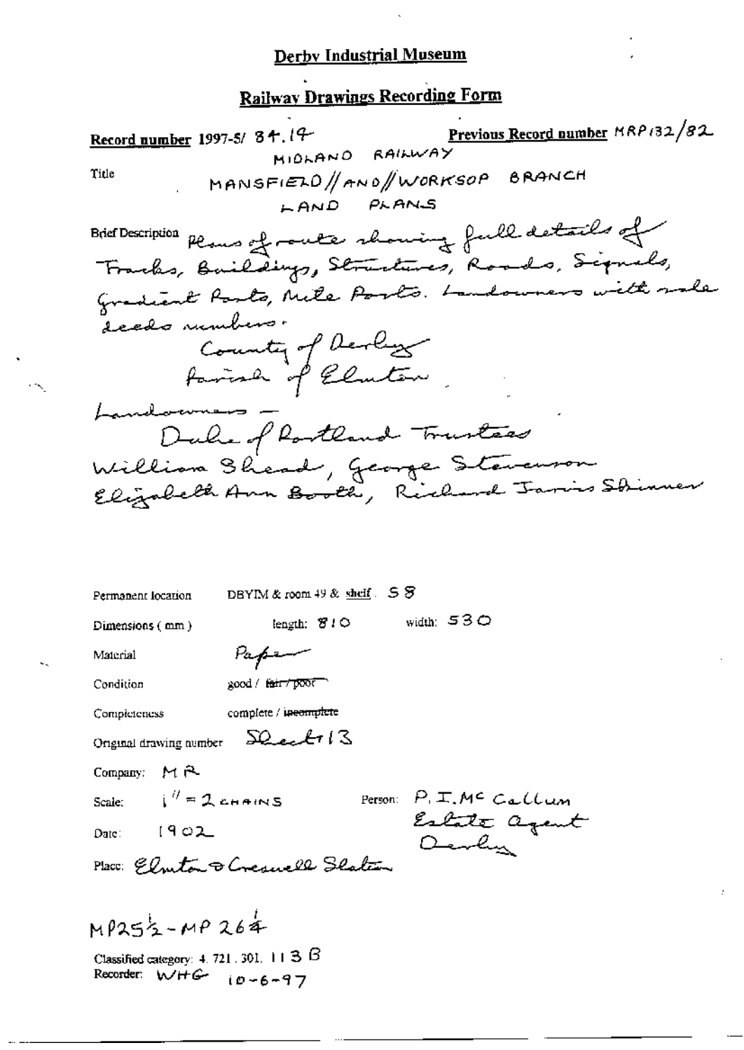# Derby Industrial Museum

## Railway Drawings Recording Form

**Record number** 1997-5/ 84.14 **Previous Record number** MRP132/82

Title MIDLAND RAILWAY
MANSFIELD//AND//WORKSOP BRANCH
LAND PLANS

Brief Description Plans of route showing full details of Tracks, Buildings, Structures, Roads, Signals, Gradient Posts, Mile Posts. Landowners with sale deeds numbers.
County of Derby
Parish of Elmton

Landowners –
Duke of Portland Trustees
William Shead, George Stevenson
Elizabeth Ann Booth, Richard Jarvis Skinner

Permanent location DBYIM & room 49 & shelf . 58

Dimensions ( mm ) length: 810 width: 530

Material Paper

Condition good / ~~fair / poor~~

Completeness complete / ~~incomplete~~

Original drawing number Sheet 13

Company: MR

Scale: 1" = 2 CHAINS Person: P. I. McCallum Estate Agent Derby

Date: 1902

Place: Elmton & Creswell Station

MP25½ - MP 26¼

Classified category: 4. 721. 301. 113 B
Recorder: WHG 10-6-97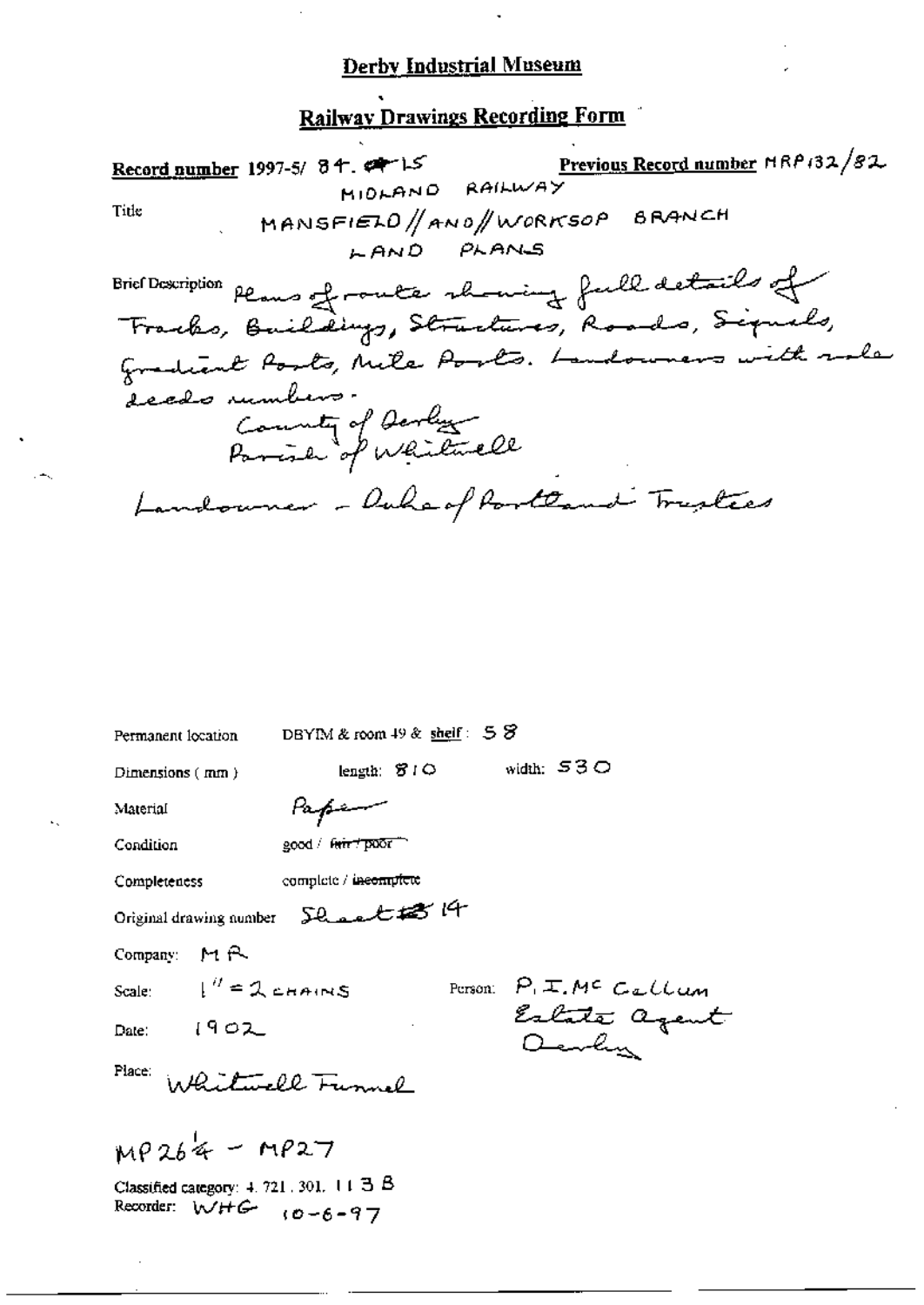**Derby Industrial Museum**

**Railway Drawings Recording Form**

**Record number** 1997-5/ 84. ~~4~~ 15 **Previous Record number** MRP132/82

Title MIDLAND RAILWAY
MANSFIELD // AND // WORKSOP BRANCH
LAND PLANS

Brief Description Plans of route showing full details of Tracks, Buildings, Structures, Roads, Signals, Gradient Posts, Mile Posts. Landowners with sale deeds numbers.
County of Derby
Parish of Whitwell

Landowner - Duke of Portland Trustees

Permanent location DBYIM & room 49 & shelf : 58

Dimensions ( mm ) length: 810 width: 530

Material Paper

Condition good / ~~fair / poor~~

Completeness complete / ~~incomplete~~

Original drawing number Sheet ~~13~~ 14

Company: MR

Scale: 1" = 2 CHAINS

Person: P. I. Mc Callum
Estate Agent
Derby

Date: 1902

Place: Whitwell Tunnel

MP 26¼ - MP27

Classified category: 4. 721. 301. 113 B
Recorder: WHG 10-6-97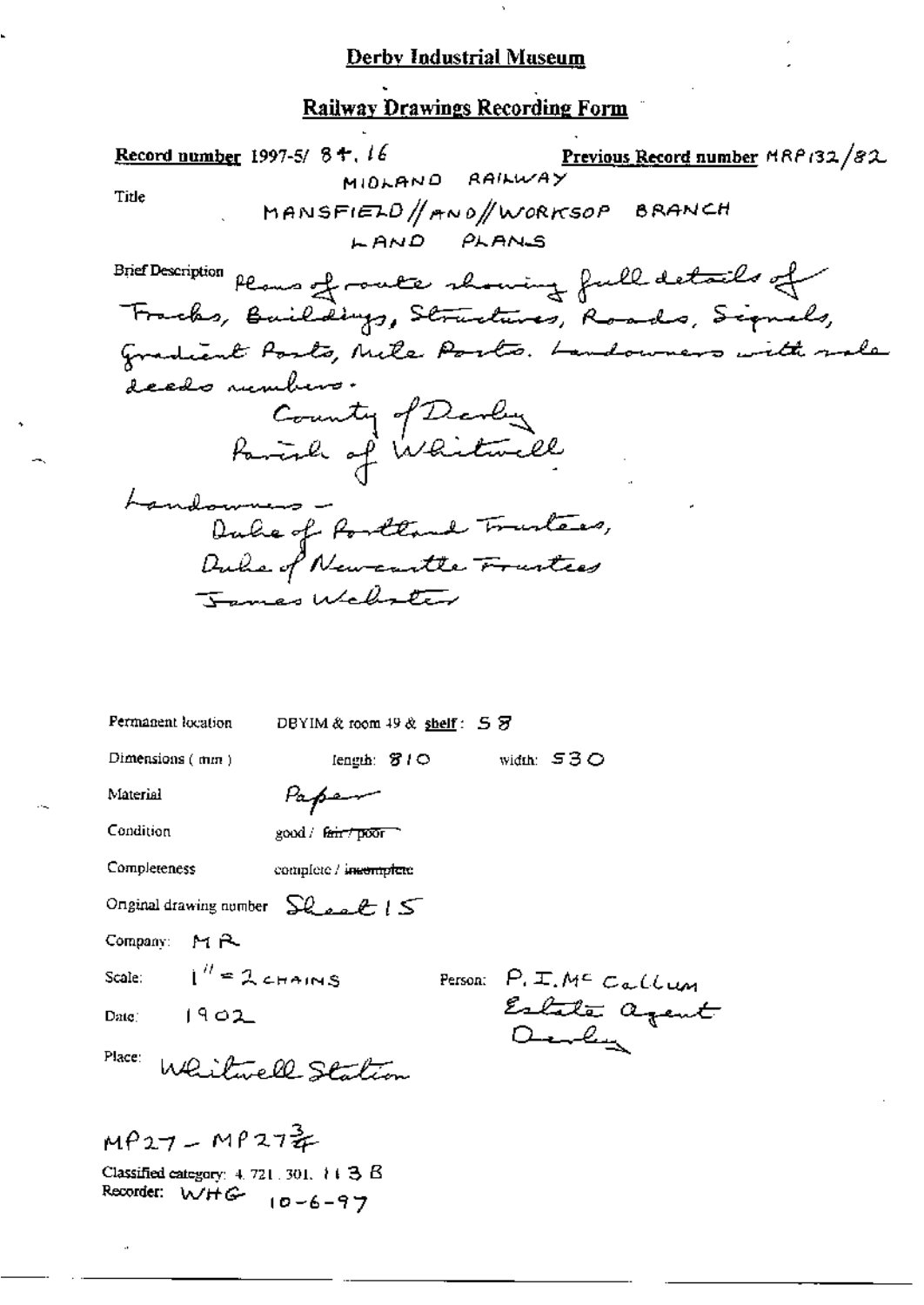## Derby Industrial Museum

## Railway Drawings Recording Form

**Record number** 1997-5/ 84. 16 **Previous Record number** MRP132/82

Title

MIDLAND RAILWAY
MANSFIELD // AND // WORKSOP BRANCH
LAND PLANS

Brief Description Plans of route showing full details of Tracks, Buildings, Structures, Roads, Signals, Gradient Posts, Mile Posts. Landowners with sale deeds numbers.

County of Derby
Parish of Whitwell

Landowners –
Duke of Portland Trustees,
Duke of Newcastle Trustees
James Webster

Permanent location DBYIM & room 49 & shelf: 58

Dimensions (mm) length: 810 width: 530

Material Paper

Condition good / ~~fair / poor~~

Completeness complete / ~~incomplete~~

Original drawing number Sheet 15

Company: MR

Scale: 1" = 2 CHAINS

Person: P. I. McCallum Estate Agent Derby

Date: 1902

Place: Whitwell Station

MP27 – MP27¾

Classified category: 4. 721. 301. 113 B

Recorder: WHG 10-6-97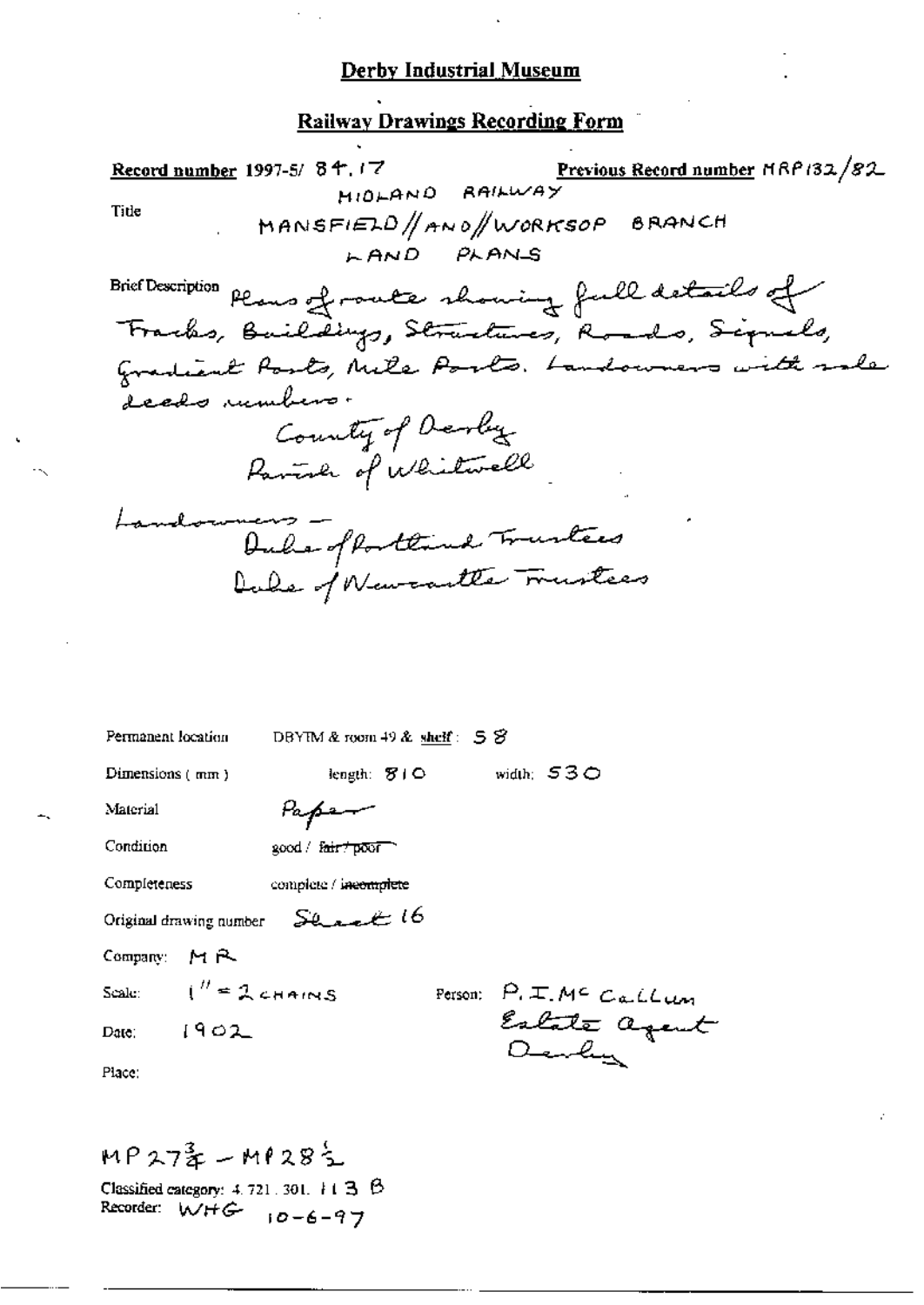## Derby Industrial Museum

## Railway Drawings Recording Form

**Record number** 1997-5/ 84.17 **Previous Record number** MRP132/82

Title
MIDLAND RAILWAY
MANSFIELD // AND // WORKSOP BRANCH
LAND PLANS

Brief Description Plans of route showing full details of Tracks, Buildings, Structures, Roads, Signals, Gradient Posts, Mile Posts. Landowners with sale deeds numbers.

County of Derby
Parish of Whitwell

Landowners –
Duke of Portland Trustees
Duke of Newcastle Trustees

Permanent location DBYIM & room 49 & shelf: 58

Dimensions (mm) length: 810 width: 530

Material Paper

Condition good / ~~fair / poor~~

Completeness complete / ~~incomplete~~

Original drawing number Sheet 16

Company: MR

Scale: 1" = 2 CHAINS

Person: P. I. McCallum
Estate Agent
Derby

Date: 1902

Place:

MP $27\frac{3}{4}$ – MP $28\frac{1}{2}$

Classified category: 4.721.301. 113 B
Recorder: WHG 10-6-97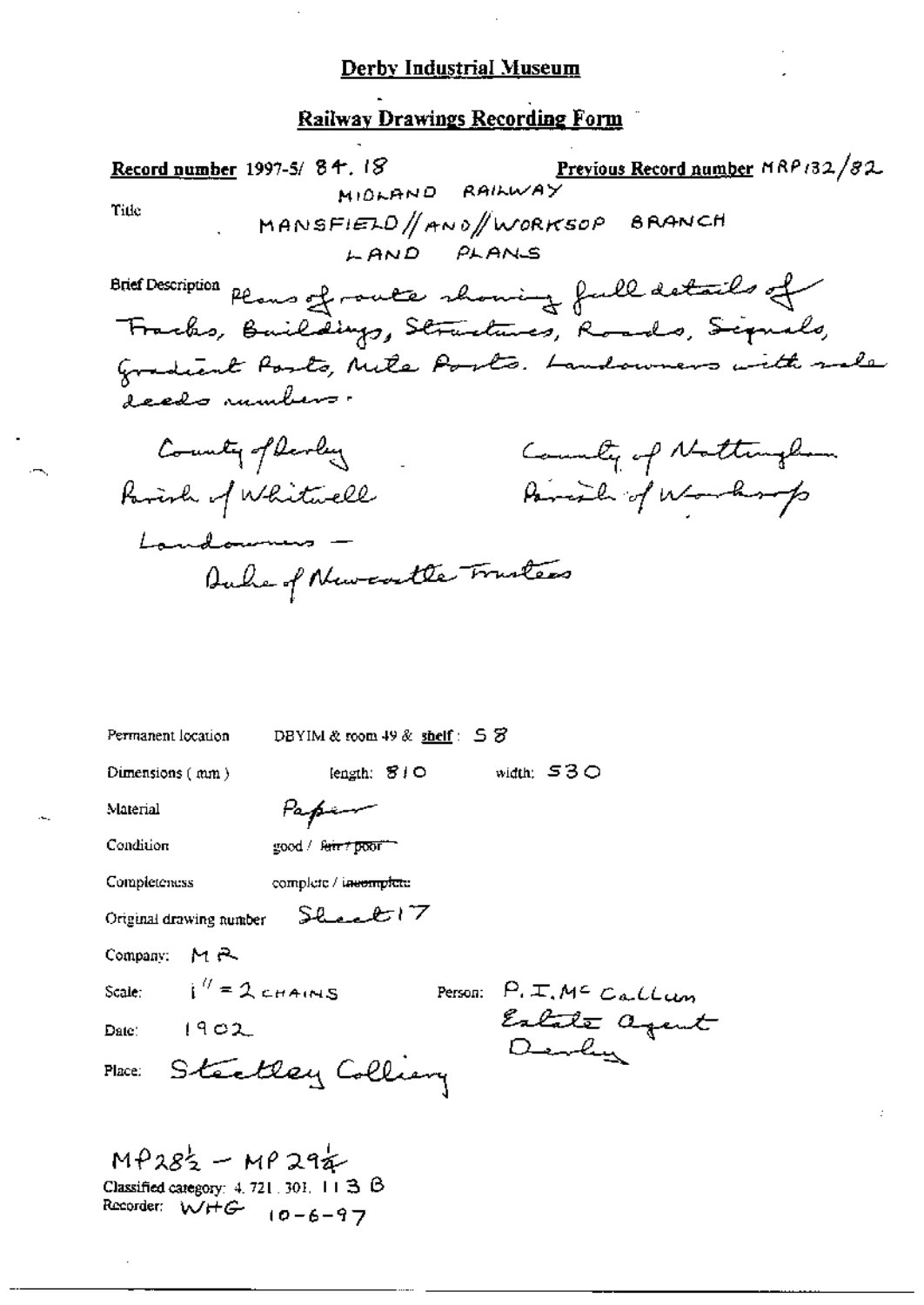# Derby Industrial Museum

## Railway Drawings Recording Form

**Record number** 1997-5/ 84. 18 **Previous Record number** MRP132/82

Title
MIDLAND RAILWAY
MANSFIELD // AND // WORKSOP BRANCH
LAND PLANS

Brief Description Plans of route showing full details of Tracks, Buildings, Structures, Roads, Signals, Gradient Posts, Mile Posts. Landowners with sale deeds numbers.

County of Derby
Parish of Whitwell

County of Nottingham
Parish of Worksop

Landowners —
Duke of Newcastle Trustees

Permanent location DBYIM & room 49 & shelf: 58

Dimensions (mm) length: 810 width: 530

Material Paper

Condition good / ~~fair / poor~~

Completeness complete / ~~incomplete~~

Original drawing number Sheet 17

Company: MR

Scale: 1" = 2 CHAINS

Person: P. I. McCallum
Estate Agent
Derby

Date: 1902

Place: Steetley Colliery

MP28½ – MP29¼

Classified category: 4. 721. 301. 113 B

Recorder: WHG 10-6-97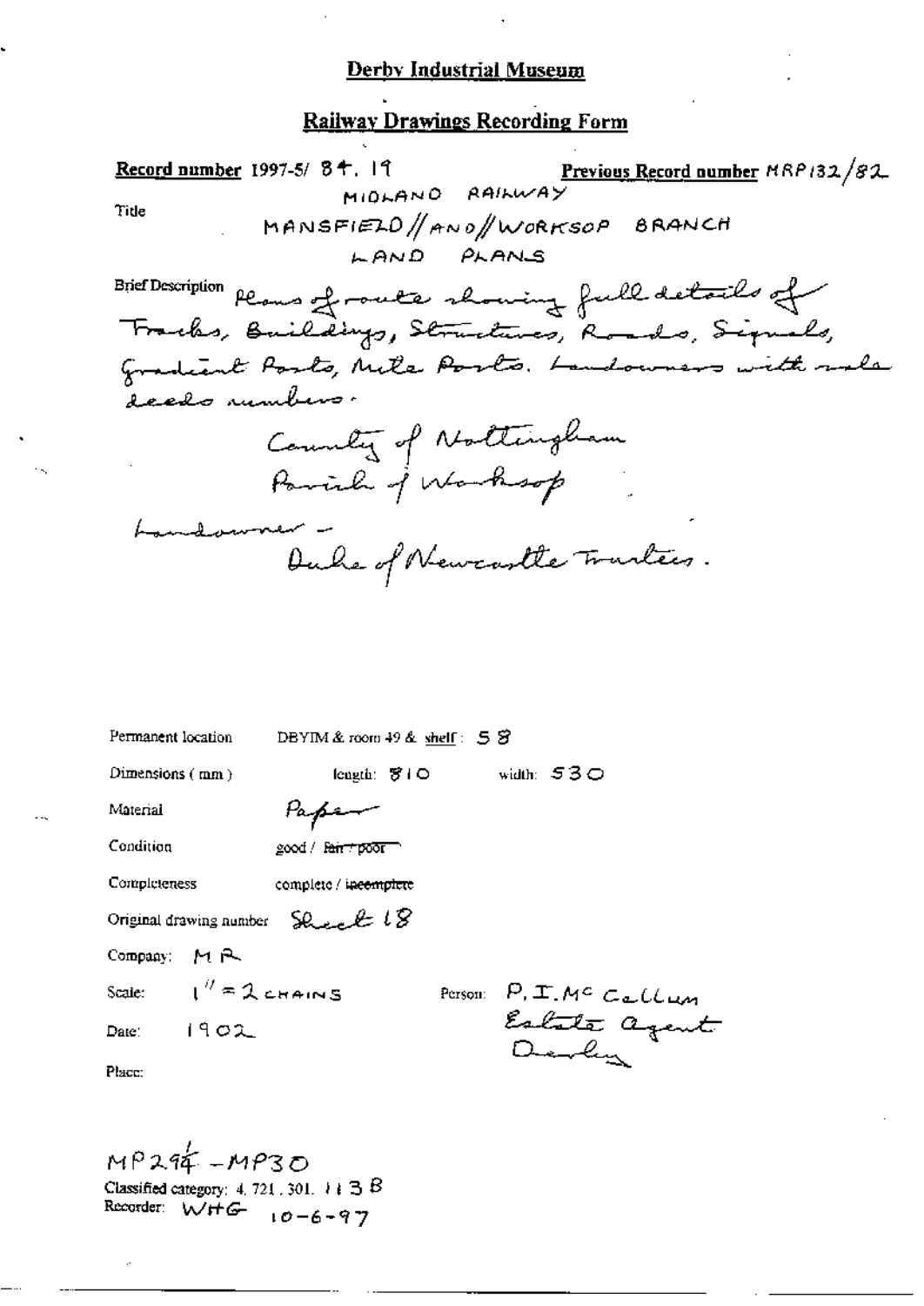**Derby Industrial Museum**

**Railway Drawings Recording Form**

**Record number** 1997-5/ 84. 19 **Previous Record number** MRP132/82

Title: MIDLAND RAILWAY
MANSFIELD // AND // WORKSOP BRANCH
LAND PLANS

Brief Description: Plans of route showing full details of Tracks, Buildings, Structures, Roads, Signals, Gradient Posts, Mile Posts. Landowners with sale deeds numbers.

County of Nottingham
Parish of Worksop

Landowner –
Duke of Newcastle Trustees.

Permanent location: DBYIM & room 49 & shelf: 58

Dimensions (mm): length: 810 width: 530

Material: Paper

Condition: good / ~~fair / poor~~

Completeness: complete / ~~incomplete~~

Original drawing number: Sheet 18

Company: MR

Scale: 1" = 2 CHAINS

Person: P.I. McCallum, Estate Agent, Derby

Date: 1902

Place:

MP29¼ – MP30

Classified category: 4.721.301.113B

Recorder: WHG 10-6-97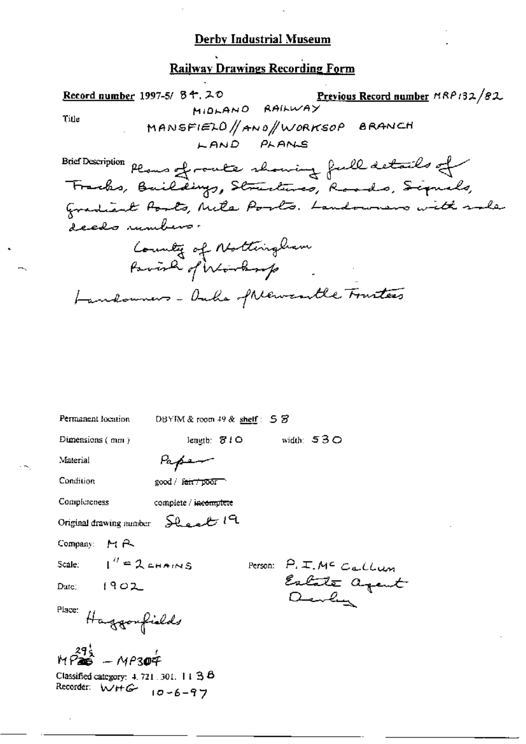# Derby Industrial Museum

## Railway Drawings Recording Form

**Record number** 1997-5/ 84.20

**Previous Record number** MRP132/82

Title: MIDLAND RAILWAY
MANSFIELD // AND // WORKSOP BRANCH
LAND PLANS

Brief Description: Plans of route showing full details of Tracks, Buildings, Structures, Roads, Signals, Gradient Posts, Mile Posts. Landowners with sale deeds numbers.

County of Nottingham
Parish of Worksop

Landowners - Duke of Newcastle Trustees

Permanent location: DBYIM & room 49 & shelf: 58

Dimensions (mm): length: 810 width: 530

Material: Paper

Condition: good / ~~fair / poor~~

Completeness: complete / ~~incomplete~~

Original drawing number: Sheet 19

Company: MR

Scale: 1" = 2 CHAINS

Person: P. I. Mc Callum
Estate Agent
Derby

Date: 1902

Place: Haggonfields

MP 29½ - MP 30¼

Classified category: 4.721.301.113B

Recorder: WHG 10-6-97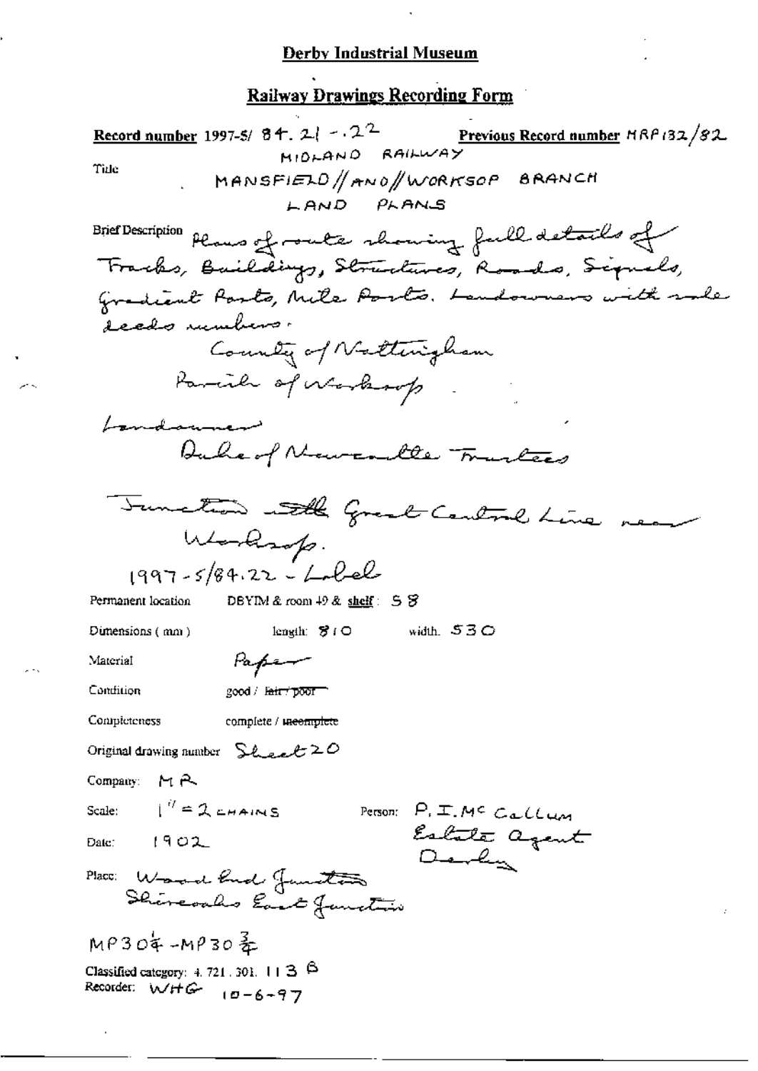## Derby Industrial Museum

## Railway Drawings Recording Form

**Record number** 1997-5/ 84.21 -.22 **Previous Record number** MRP132/82

Title

MIDLAND RAILWAY
MANSFIELD // AND // WORKSOP BRANCH
LAND PLANS

Brief Description Plans of route showing full details of Tracks, Buildings, Structures, Roads, Signals, Gradient Posts, Mile Posts. Landowners with sale deeds numbers.

County of Nottingham
Parish of Worksop

Landowner
Duke of Newcastle Trustees

Junction with Great Central Line near Worksop.

1997-5/84.22 - Label

Permanent location DBYIM & room 49 & shelf: 58

Dimensions (mm) length: 810 width. 530

Material Paper

Condition good / ~~fair / poor~~

Completeness complete / ~~incomplete~~

Original drawing number Sheet 20

Company: MR

Scale: 1" = 2 CHAINS Person: P. I. McCallum Estate Agent Derby

Date: 1902

Place: Wood End Junction Shireoaks East Junction

MP30¼ - MP30¾

Classified category: 4. 721. 301. 113 B
Recorder: WHG 10-6-97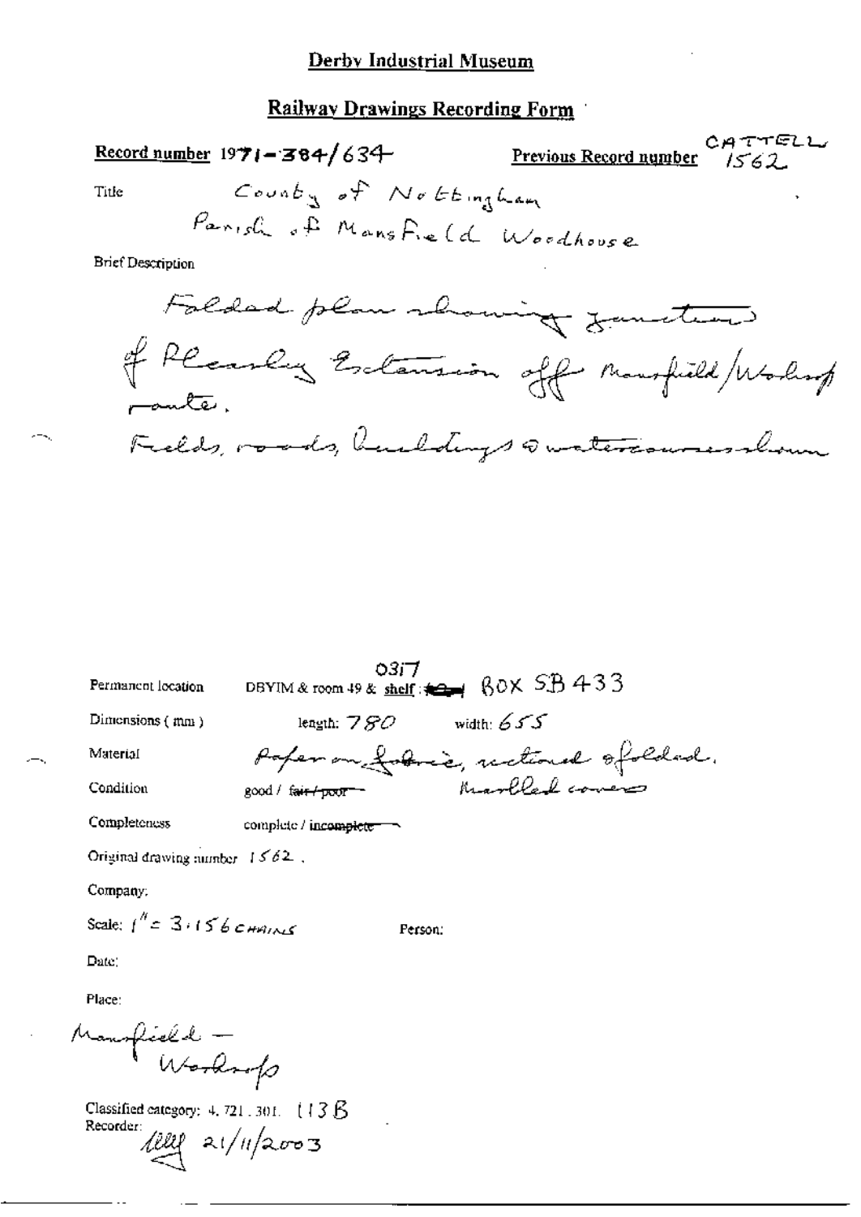# Derby Industrial Museum

## Railway Drawings Recording Form

**Record number** 1971-384/634 **Previous Record number** CATTELL 1562

Title County of Nottingham
Parish of Mansfield Woodhouse

Brief Description

Folded plan showing junction of Pleasley Extension off Mansfield/Worksop route.
Fields, roads, buildings & watercourses shown

Permanent location DBYIM & room 49 & shelf: 0317 BOX SB433

Dimensions (mm) length: 780 width: 655

Material Paper on fabric, sectioned & folded. Marbled covers

Condition good / ~~fair / poor~~

Completeness complete / ~~incomplete~~

Original drawing number 1562.

Company:

Scale: 1" = 3.156 CHAINS Person:

Date:

Place:

Mansfield - Worksop

Classified category: 4.721.301. 113B

Recorder: 21/11/2003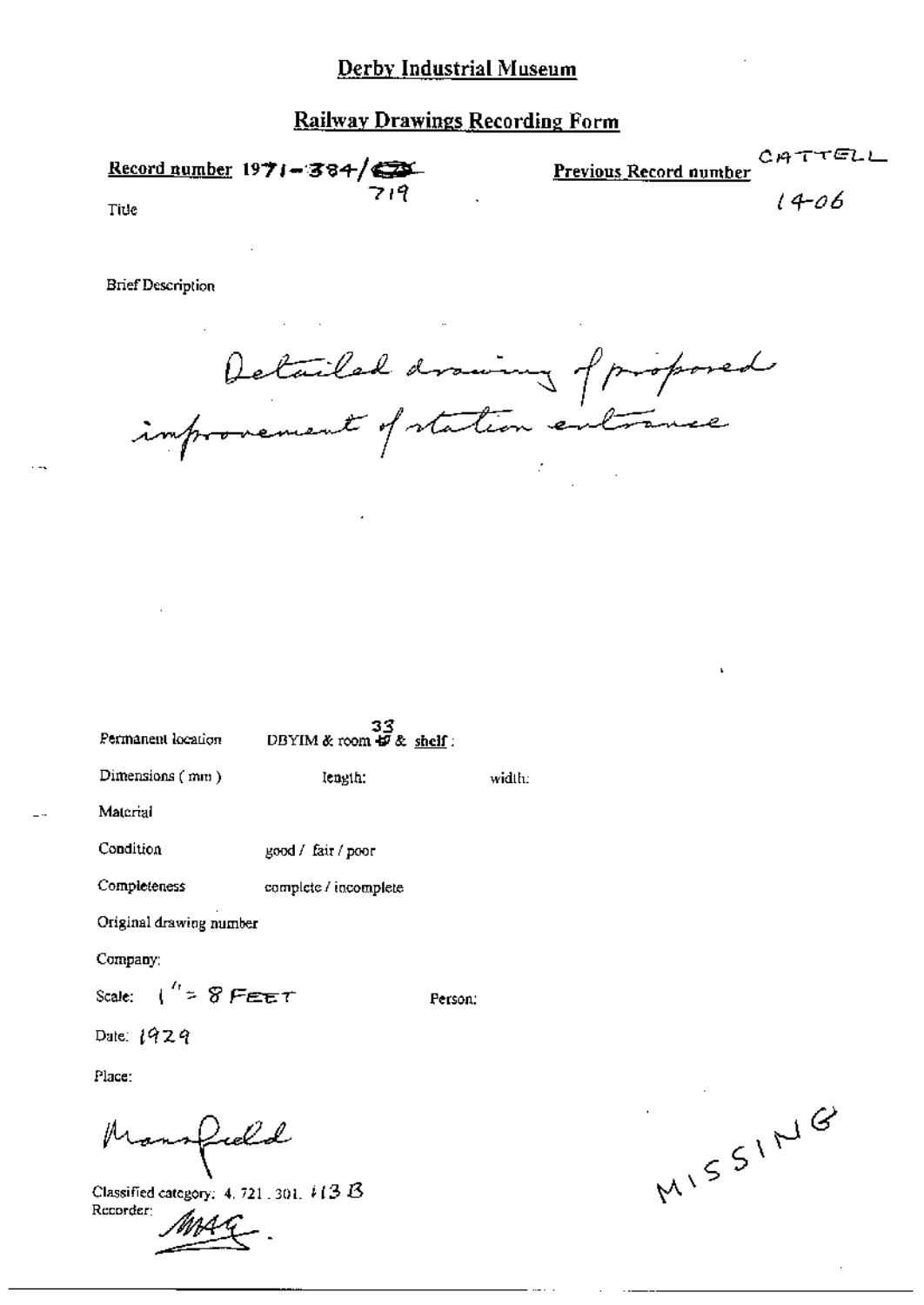# Derby Industrial Museum

## Railway Drawings Recording Form

**Record number** 1971-384/719

**Previous Record number** CATTELL 14-06

Title

Brief Description

Detailed drawing of proposed improvement of station entrance

Permanent location DBYIM & room 33 & **shelf**:

Dimensions (mm) length: width:

Material

Condition good / fair / poor

Completeness complete / incomplete

Original drawing number

Company:

Scale: 1" = 8 FEET Person:

Date: 1929

Place:

Mansfield

Classified category: 4. 721. 301. 113 B

Recorder: MAG.

MISSING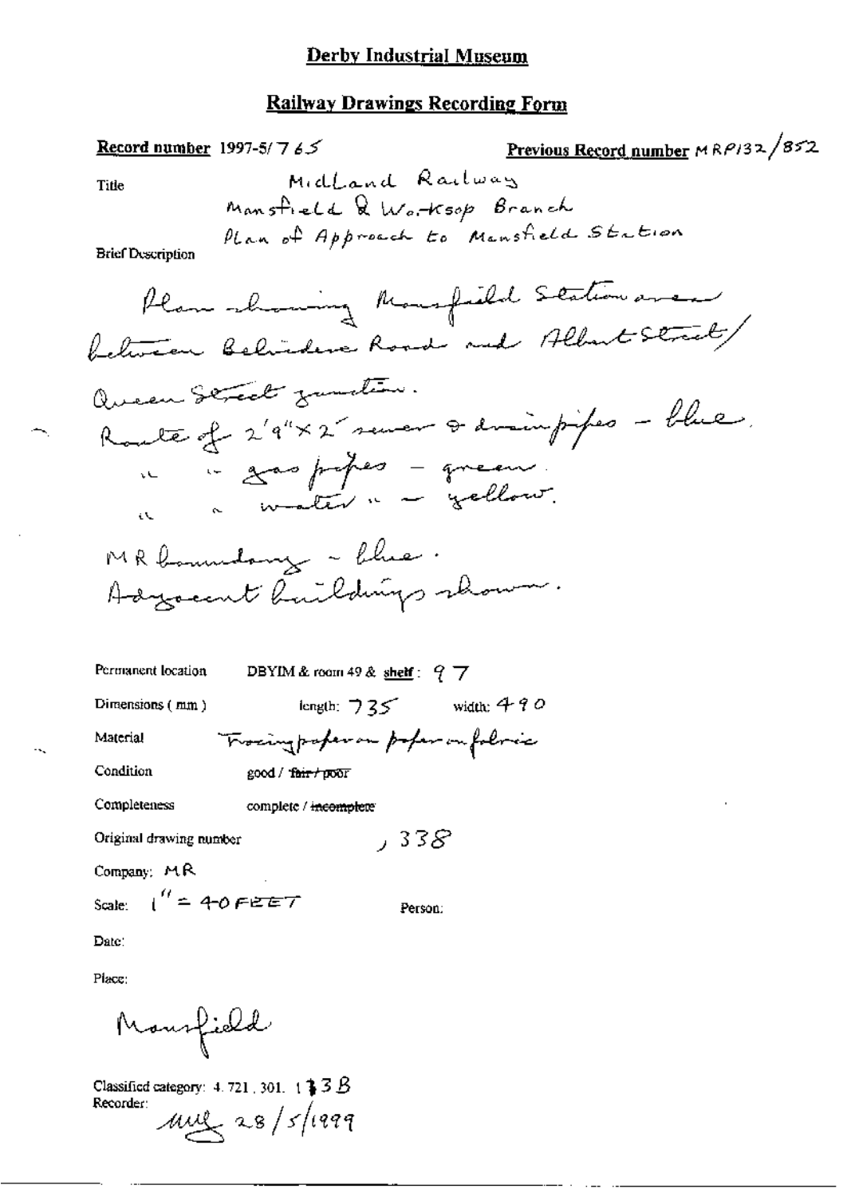## Derby Industrial Museum

## Railway Drawings Recording Form

**Record number** 1997-5/765

**Previous Record number** MRP132/852

Title

Midland Railway
Mansfield & Worksop Branch
Plan of Approach to Mansfield Station

Brief Description

Plan showing Mansfield Station area between Belvidere Road and Albert Street/Queen Street junction.
Route of 2'9"x2' sewer & drainpipes - blue.
" " gas pipes - green.
" " water " - yellow.
MR boundary - blue.
Adjacent buildings shown.

Permanent location DBYIM & room 49 & shelf: 97

Dimensions (mm) length: 735 width: 490

Material Tracing paper on paper on fabric

Condition good / ~~fair / poor~~

Completeness complete / ~~incomplete~~

Original drawing number , 338

Company: MR

Scale: 1" = 40 FEET

Person:

Date:

Place:

Mansfield

Classified category: 4.721.301.133B

Recorder:

MW 28/5/1999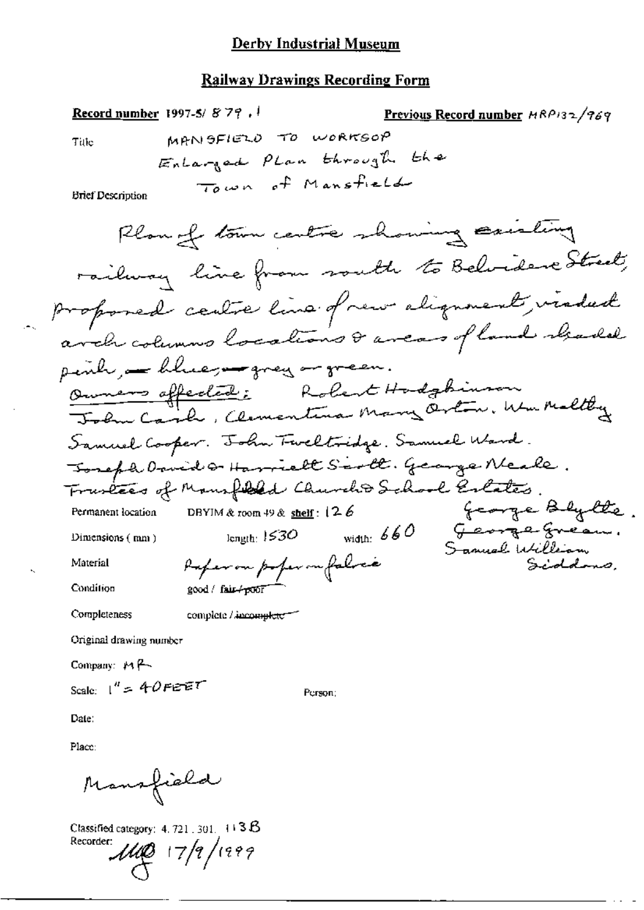# Derby Industrial Museum

## Railway Drawings Recording Form

**Record number** 1997-5/ 879 . 1

**Previous Record number** MRP132/969

Title: MANSFIELD TO WORKSOP
Enlarged Plan through the
Town of Mansfield

Brief Description:

Plan of town centre showing existing railway line from south to Belvidere Street, proposed centre line of new alignment, viaduct arch columns locations & areas of land shaded pink, blue, grey or green.

Owners affected: Robert Hodgkinson
John Cash, Clementina Mary Orton, Wm Maltby
Samuel Cooper. John Tweltridge. Samuel Ward.
Joseph David & Harriett Scott. George Neale.
Trustees of Mansfield Church & School Estates.
George Blythe.
George Green.
Samuel William Siddons.

Permanent location: DBYIM & room 49 & **shelf**: 126

Dimensions (mm): length: 1530 width: 660

Material: Paper on paper on fabric

Condition: good / ~~fair / poor~~

Completeness: complete / ~~incomplete~~

Original drawing number

Company: MR

Scale: 1" = 40 FEET

Person:

Date:

Place:

Mansfield

Classified category: 4. 721 . 301. 113B

Recorder: MB 17/9/1999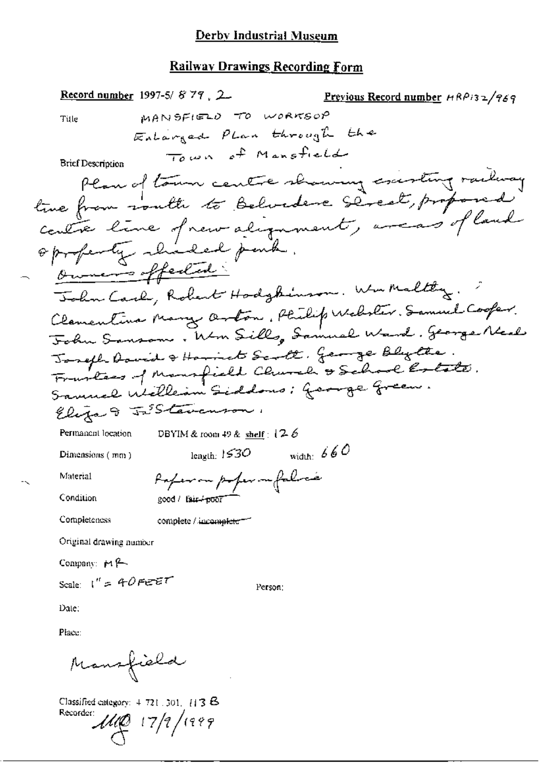# Derby Industrial Museum

## Railway Drawings Recording Form

**Record number** 1997-5/ 879 . 2  **Previous Record number** MRP132/969

Title  MANSFIELD TO WORKSOP
Enlarged Plan through the
Town of Mansfield

Brief Description
Plan of town centre showing existing railway line from south to Belvedere Street, proposed centre line of new alignment, areas of land & property shaded pink.
Owners affected:
John Cark, Robert Hodgkinson. Wm Maltby.
Clementina Mary Orton, Philip Webster. Samuel Cooper.
John Sansom. Wm Sills, Samuel Ward. George Neal.
Joseph David & Harriet Scott. George Blythe.
Trustees of Mansfield Church & School Estate.
Samuel William Siddons: George Green.
Eliza & Jas Stevenson.

Permanent location  DBYIM & room 49 & shelf: 126

Dimensions (mm)  length: 1530  width: 660

Material  Paper on paper on fabric

Condition  good / ~~fair / poor~~

Completeness  complete / ~~incomplete~~

Original drawing number

Company: MR

Scale: 1" = 40 FEET  Person:

Date:

Place:

Mansfield

Classified category: 4.721.301. 113 B
Recorder: MD 17/9/1999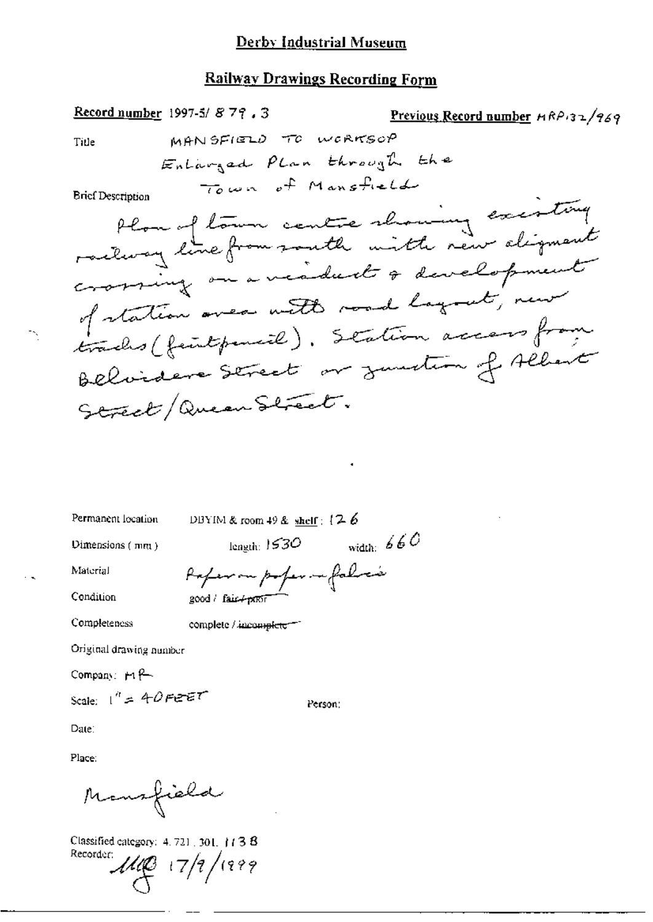# Derby Industrial Museum

## Railway Drawings Recording Form

**Record number** 1997-5/ 879 . 3 **Previous Record number** MRP132/969

Title MANSFIELD TO WORKSOP
Enlarged Plan through the Town of Mansfield

Brief Description
Plan of town centre showing existing railway line from south with new alignment crossing on a viaduct & development of station area with road layout, new tracks (feint pencil). Station access from Belvidere Street or junction of Albert Street/Queen Street.

Permanent location DBYIM & room 49 & shelf: 126

Dimensions (mm) length: 1530 width: 660

Material Paper on paper on fabric

Condition good / ~~fair / poor~~

Completeness complete / ~~incomplete~~

Original drawing number

Company: MR

Scale: 1" = 40 FEET Person:

Date:

Place:

Mansfield

Classified category: 4. 721. 301. 1138
Recorder: MG 17/9/1999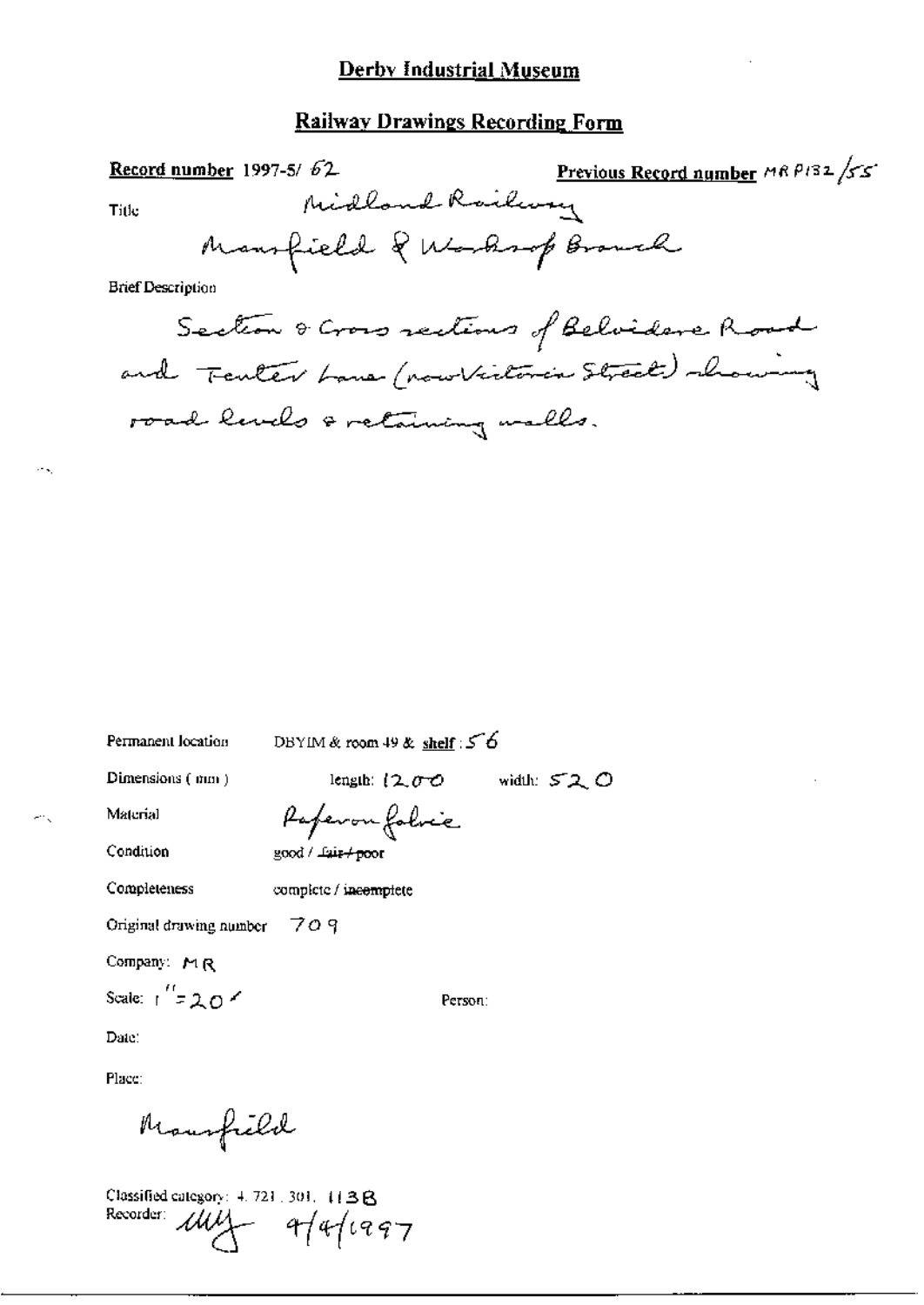# Derby Industrial Museum

## Railway Drawings Recording Form

**Record number** 1997-5/ 62 **Previous Record number** MR P132 /55

Title

Midland Railway

Mansfield & Worksop Branch

Brief Description

Section & Cross sections of Belvidere Road and Tenter Lane (now Victoria Street) showing road levels & retaining walls.

Permanent location DBYIM & room 49 & **shelf** : 56

Dimensions ( mm ) length: 1200 width: 520

Material Paper on fabric

Condition good / ~~fair / poor~~

Completeness complete / ~~incomplete~~

Original drawing number 709

Company: MR

Scale: 1" = 20'

Person:

Date:

Place:

Mansfield

Classified category: 4. 721. 301. 113B

Recorder: MY 9/4/1997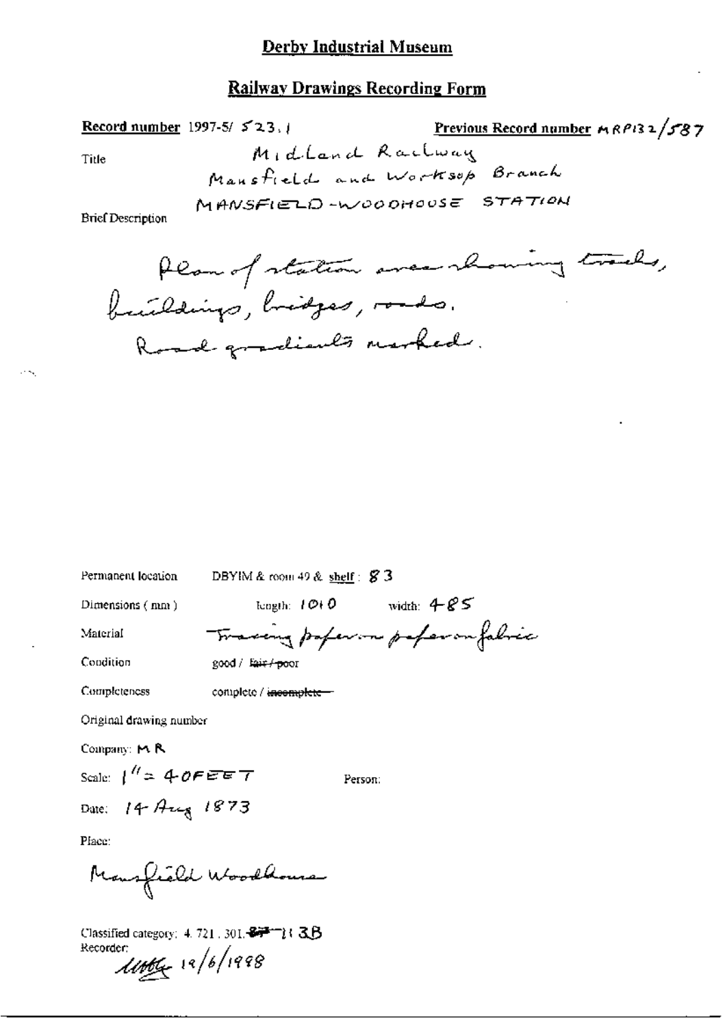# Derby Industrial Museum

## Railway Drawings Recording Form

**Record number** 1997-5/ 523.1 **Previous Record number** MRP132/587

Title: Midland Railway
Mansfield and Worksop Branch
MANSFIELD-WOODHOUSE STATION

Brief Description

Plan of station area showing tracks, buildings, bridges, roads.
Road gradients marked.

Permanent location: DBYIM & room 49 & shelf: 83

Dimensions (mm): length: 1010 width: 485

Material: Tracing paper on paper on fabric

Condition: good / ~~fair / poor~~

Completeness: complete / ~~incomplete~~

Original drawing number

Company: MR

Scale: 1" = 40FEET

Person:

Date: 14 Aug 1873

Place:

Mansfield Woodhouse

Classified category: 4.721.301.~~87~~ 113B
Recorder: 
12/6/1998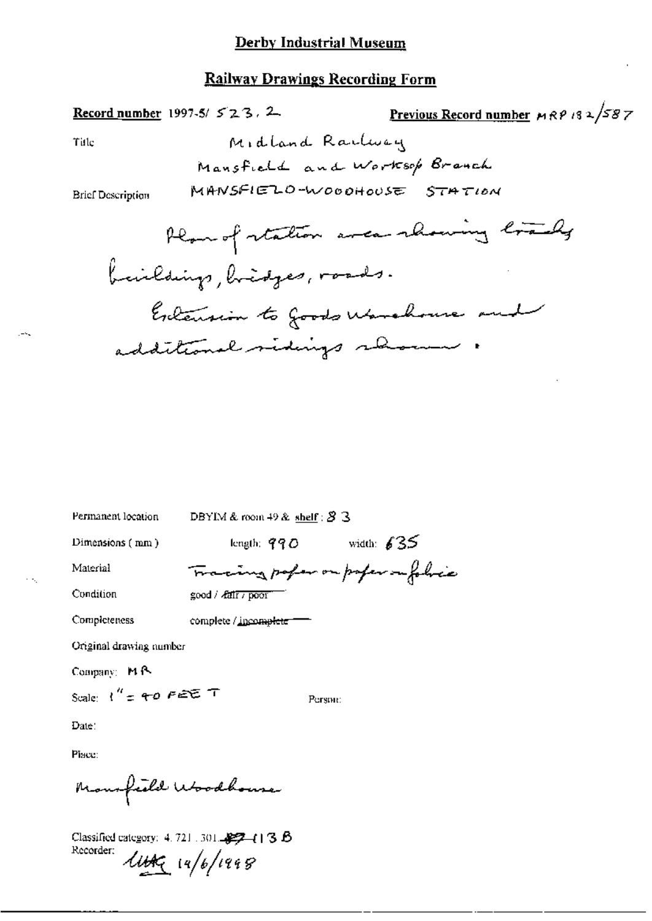**Derby Industrial Museum**

**Railway Drawings Recording Form**

**Record number** 1997-5/ 523. 2 **Previous Record number** MRP 132/587

Title Midland Railway

Mansfield and Worksop Branch

Brief Description MANSFIELD-WOODHOUSE STATION

Plan of station area showing tracks buildings, bridges, roads.

Extension to Goods Warehouse and additional sidings shown.

Permanent location DBYIM & room 49 & shelf: 83

Dimensions (mm) length: 990 width: 635

Material Tracing paper on paper on fabric

Condition good / ~~fair / poor~~

Completeness complete / ~~incomplete~~

Original drawing number

Company: MR

Scale: 1" = 40 FEET Person:

Date:

Place:

Mansfield Woodhouse

Classified category: 4.721.301.~~87~~ 113 B

Recorder: MAG 14/6/1998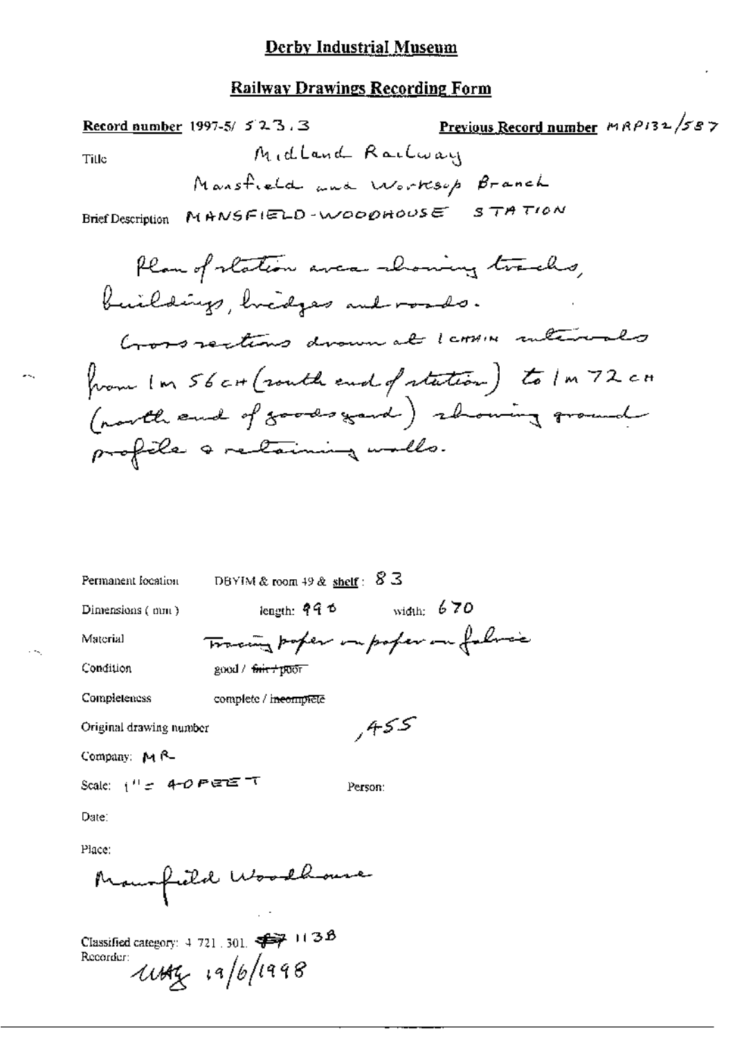## Derby Industrial Museum

## Railway Drawings Recording Form

**Record number** 1997-5/ 523.3 **Previous Record number** MRP132/587

Title: Midland Railway
Mansfield and Worksop Branch

Brief Description: MANSFIELD-WOODHOUSE STATION

Plan of station area showing tracks, buildings, bridges and roads.
Cross sections drawn at 1 chain intervals from 1m 56ch (south end of station) to 1m 72ch (north end of goods yard) showing ground profile & retaining walls.

Permanent location: DBYIM & room 49 & shelf: 83

Dimensions (mm): length: 990 width: 670

Material: Tracing paper on paper on fabric

Condition: good / ~~fair / poor~~

Completeness: complete / ~~incomplete~~

Original drawing number: ,455

Company: MR

Scale: 1" = 40 FEET

Person:

Date:

Place:
Mansfield Woodhouse

Classified category: 4.721.301. ~~##~~ 1138

Recorder: MHG 19/6/1998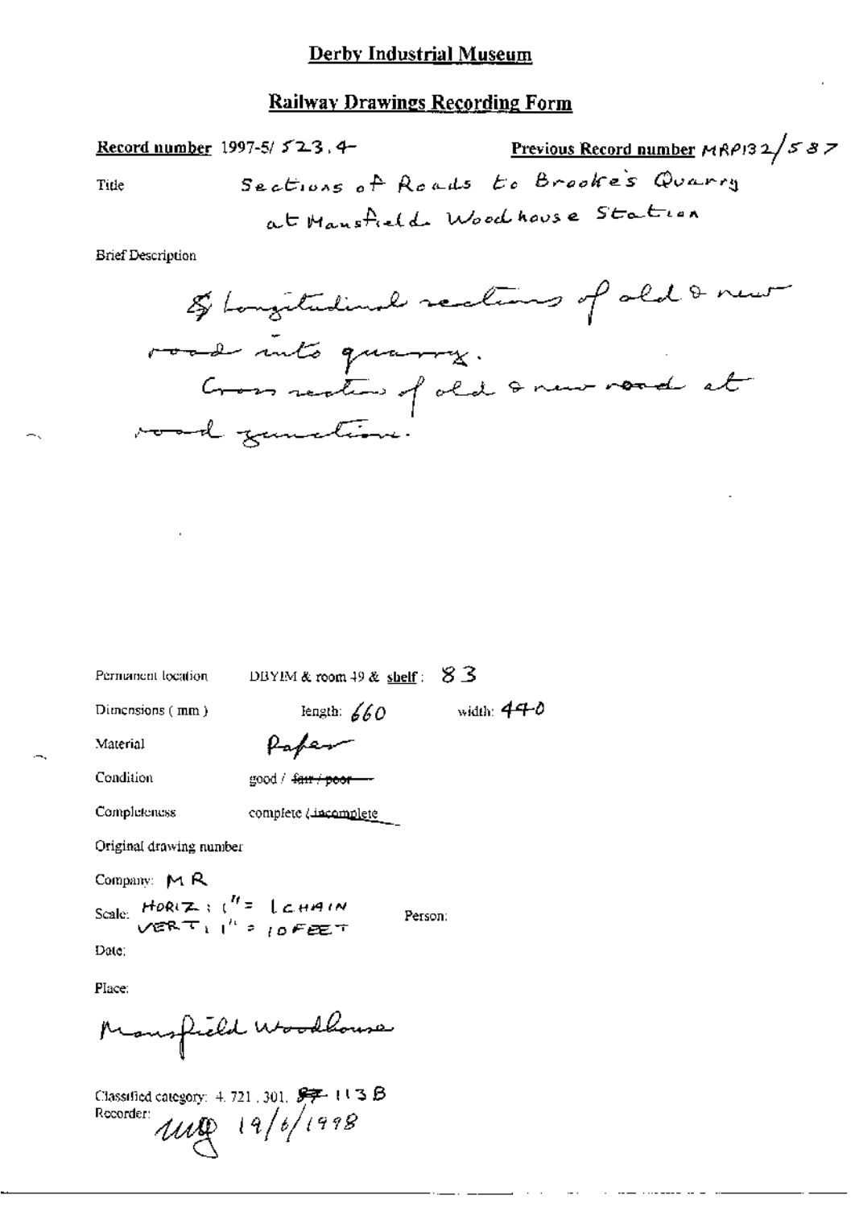# Derby Industrial Museum

## Railway Drawings Recording Form

**Record number** 1997-5/ 523.4 **Previous Record number** MRP132/587

Title: Sections of Roads to Brooke's Quarry at Mansfield Woodhouse Station

Brief Description

8 longitudinal sections of old & new road into quarry.
Cross section of old & new road at road junction.

Permanent location: DBYIM & room 49 & shelf: 83

Dimensions (mm): length: 660 width: 440

Material: Paper

Condition: good / ~~fair / poor~~

Completeness: complete / incomplete

Original drawing number

Company: MR

Scale: HORIZ: 1" = 1 CHAIN; VERT: 1" = 10 FEET

Person:

Date:

Place:

Mansfield Woodhouse

Classified category: 4.721.301. ~~87~~ 113 B

Recorder: MB 19/6/1998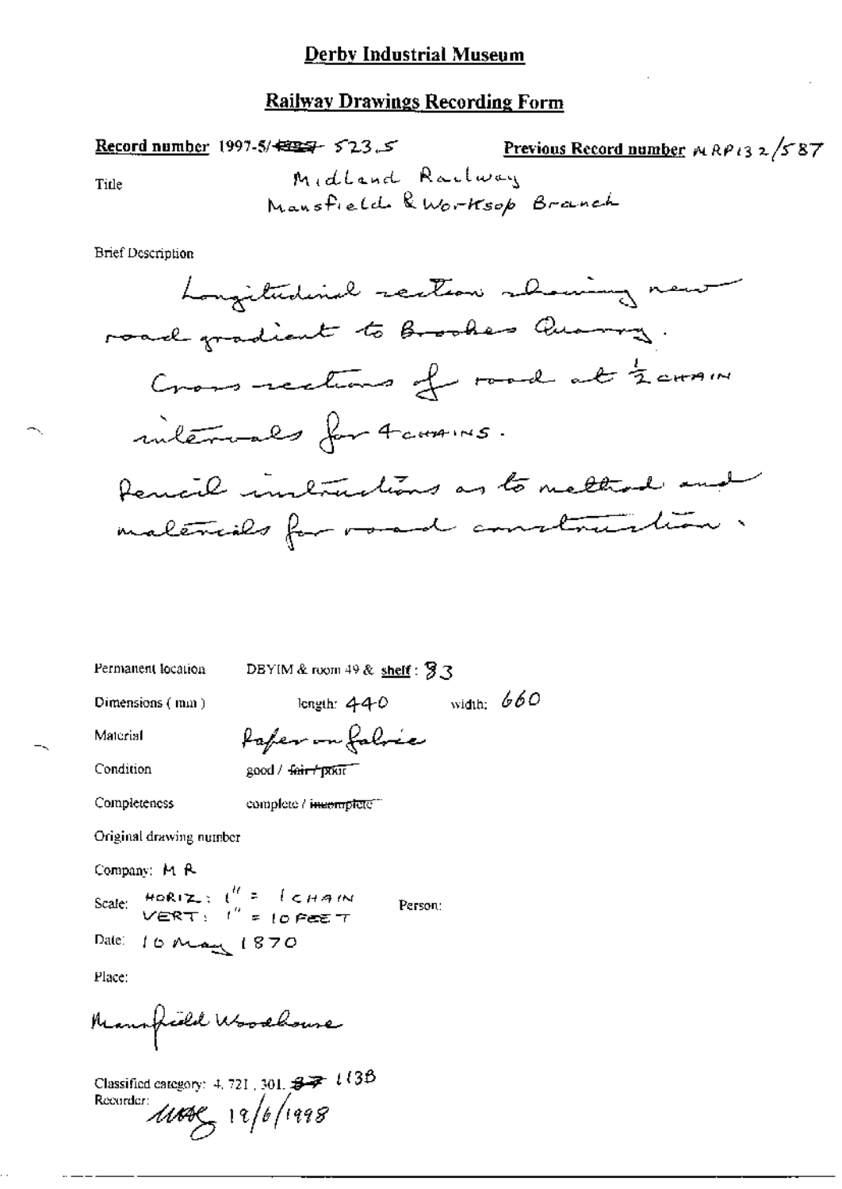# Derby Industrial Museum

## Railway Drawings Recording Form

**Record number** 1997-5/~~4887~~ 523.5  **Previous Record number** MRP132/587

Title  Midland Railway
Mansfield & Worksop Branch

Brief Description

Longitudinal section showing new road gradient to Brookes Quarry.
Cross sections of road at ½ CHAIN intervals for 4 CHAINS.
Pencil instructions as to method and materials for road construction.

Permanent location  DBYIM & room 49 & shelf: 83

Dimensions (mm)  length: 440  width: 660

Material  Paper on fabric

Condition  good / ~~fair / poor~~

Completeness  complete / ~~incomplete~~

Original drawing number

Company: M R

Scale: HORIZ: 1" = 1 CHAIN
VERT: 1" = 10 FEET  Person:

Date: 10 May 1870

Place:

Mansfield Woodhouse

Classified category: 4, 721, 301, ~~37~~ 113B
Recorder: MAG 12/6/1998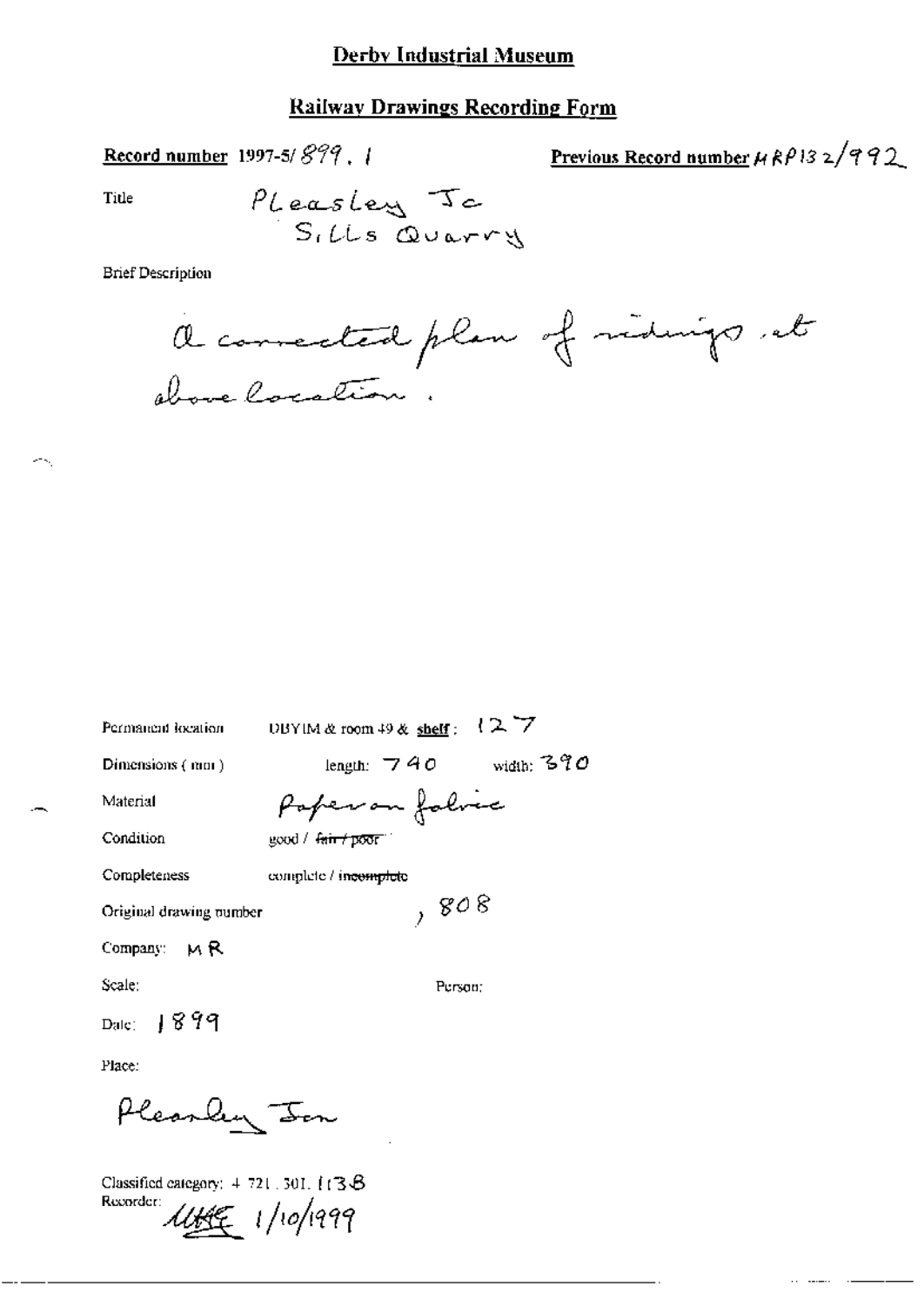# Derby Industrial Museum

## Railway Drawings Recording Form

**Record number** 1997-5/899.1

**Previous Record number** MRP132/992

Title: Pleasley Jc Sills Quarry

Brief Description

A corrected plan of sidings at above location.

Permanent location: DBYIM & room 49 & **shelf**: 127

Dimensions (mm): length: 740 width: 390

Material: Paper on fabric

Condition: good / ~~fair / poor~~

Completeness: complete / ~~incomplete~~

Original drawing number: , 808

Company: MR

Scale:

Person:

Date: 1899

Place:

Pleasley Jcn

Classified category: 4.721.301.1138

Recorder: MHE 1/10/1999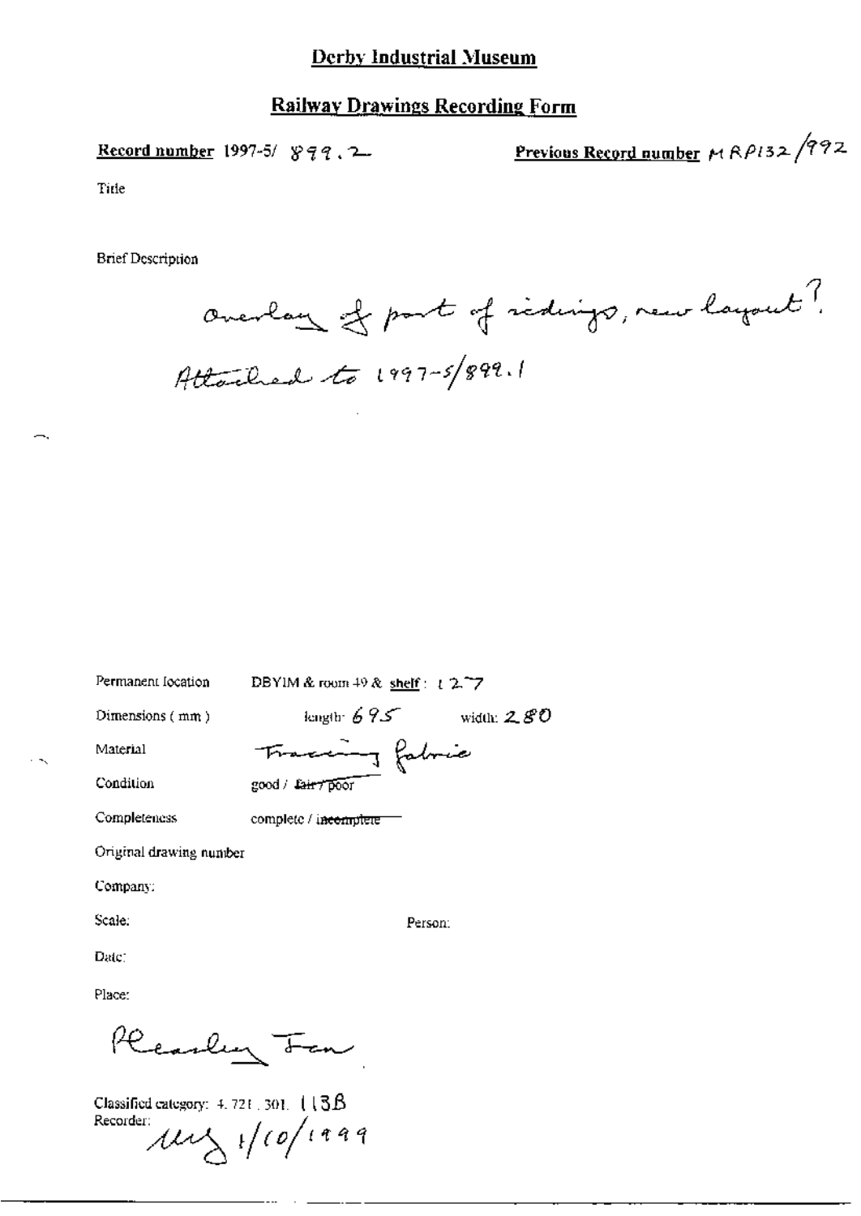# Derby Industrial Museum

## Railway Drawings Recording Form

**Record number** 1997-5/ 899.2

**Previous Record number** MRP132/992

Title

Brief Description

overlay of part of sidings, new layout?
Attached to 1997-5/899.1

Permanent location: DBYIM & room 49 & **shelf**: 127

Dimensions (mm): length: 695 width: 280

Material: Tracing fabric

Condition: good / ~~fair / poor~~

Completeness: complete / ~~incomplete~~

Original drawing number

Company:

Scale:

Person:

Date:

Place:

Pleasley Fan

Classified category: 4.721.301. 113B

Recorder: [initials] 1/10/1999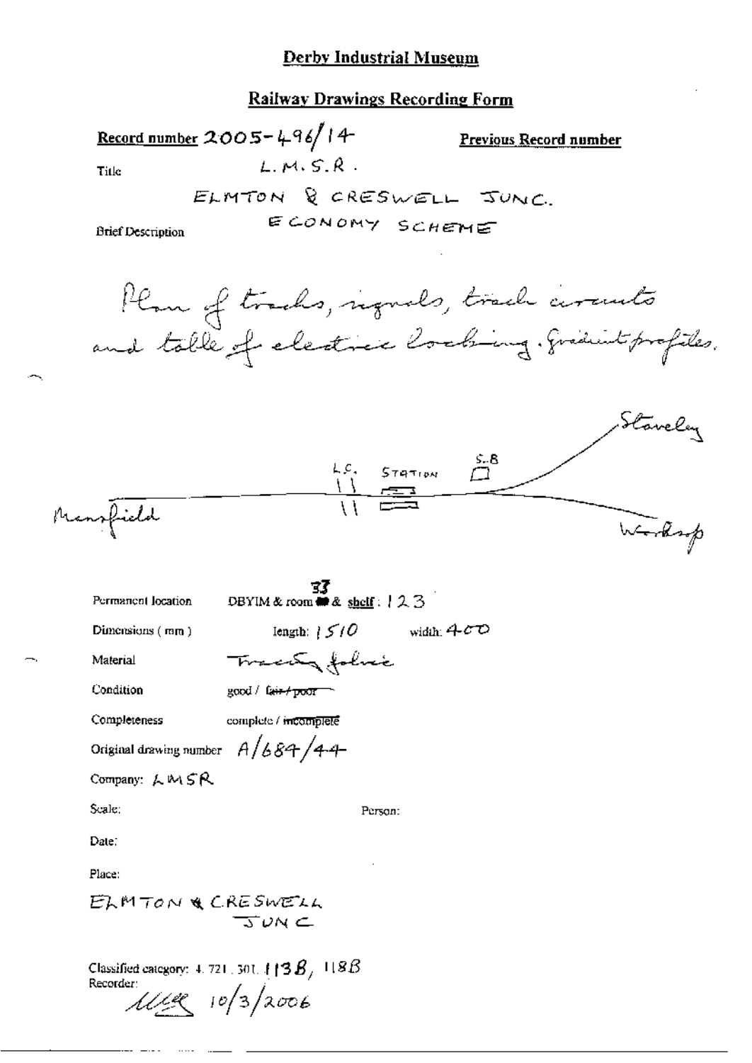# Derby Industrial Museum

## Railway Drawings Recording Form

**Record number** 2005-496/14 **Previous Record number**

Title L.M.S.R.

ELMTON & CRESWELL JUNC.

ECONOMY SCHEME

Brief Description

Plan of tracks, signals, track circuits and table of electric locking. Gradient profiles.

Staveley

L.C. STATION S.B

Mansfield

Worksop

Permanent location DBYIM & room 33 & shelf: 123

Dimensions (mm) length: 1510 width: 400

Material Tracing fabric

Condition good / ~~fair / poor~~

Completeness complete / ~~incomplete~~

Original drawing number A/684/44

Company: LMSR

Scale: Person:

Date:

Place:

ELMTON & CRESWELL JUNC

Classified category: 4.721.301.113B, 118B

Recorder:

10/3/2006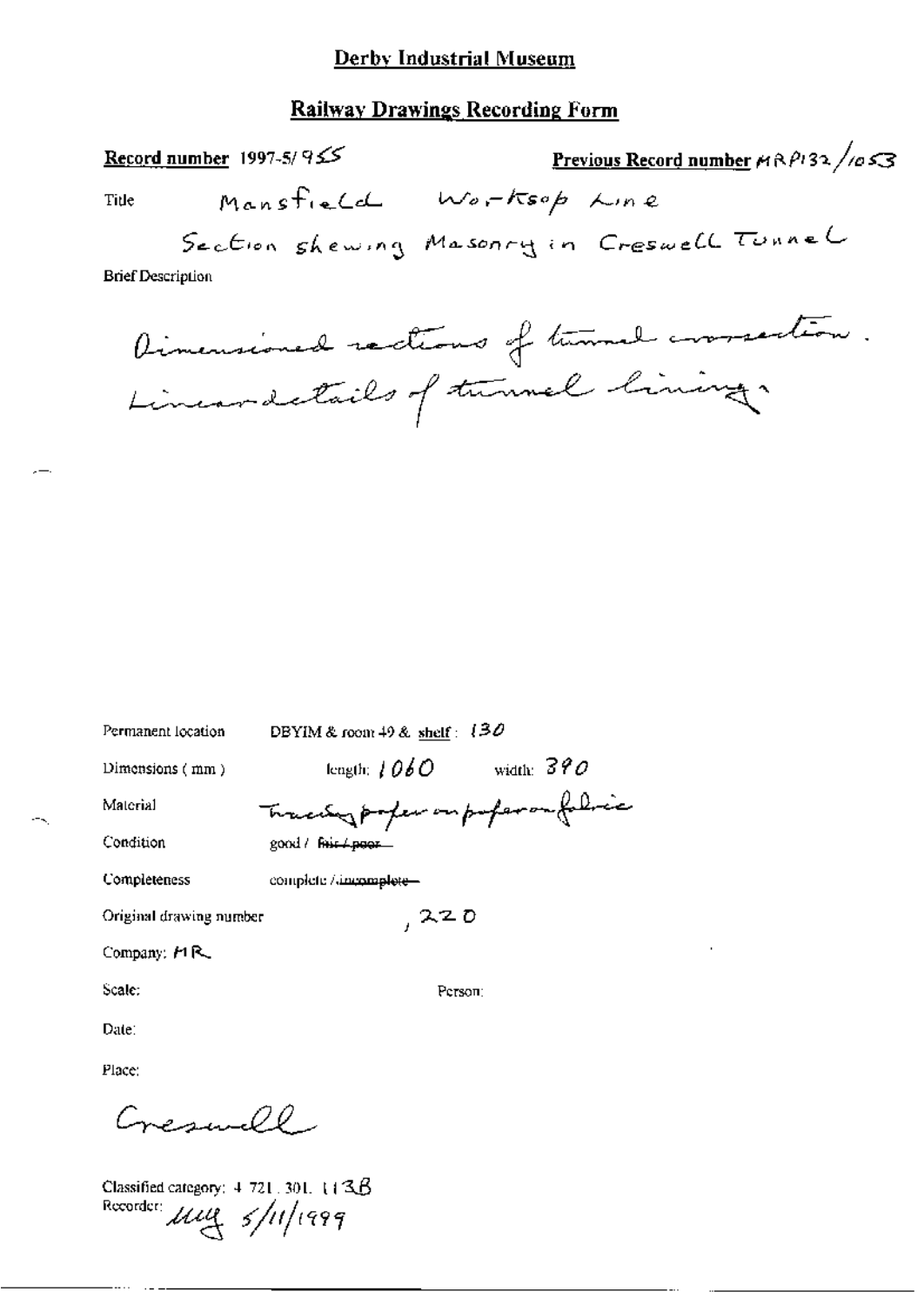# Derby Industrial Museum

## Railway Drawings Recording Form

**Record number** 1997-5/955

**Previous Record number** MRP132/1053

Title: Mansfield Worksop Line
Section shewing Masonry in Creswell Tunnel

Brief Description

Dimensioned sections of tunnel cross section.
Linear details of tunnel lining.

Permanent location: DBYIM & room 49 & shelf: 130

Dimensions (mm): length: 1060 width: 390

Material: Tracing paper on paper on fabric

Condition: good / ~~fair / poor~~

Completeness: complete / ~~incomplete~~

Original drawing number: , 220

Company: MR

Scale:

Person:

Date:

Place:

Creswell

Classified category: 4.721.301.113B

Recorder: MW 5/11/1999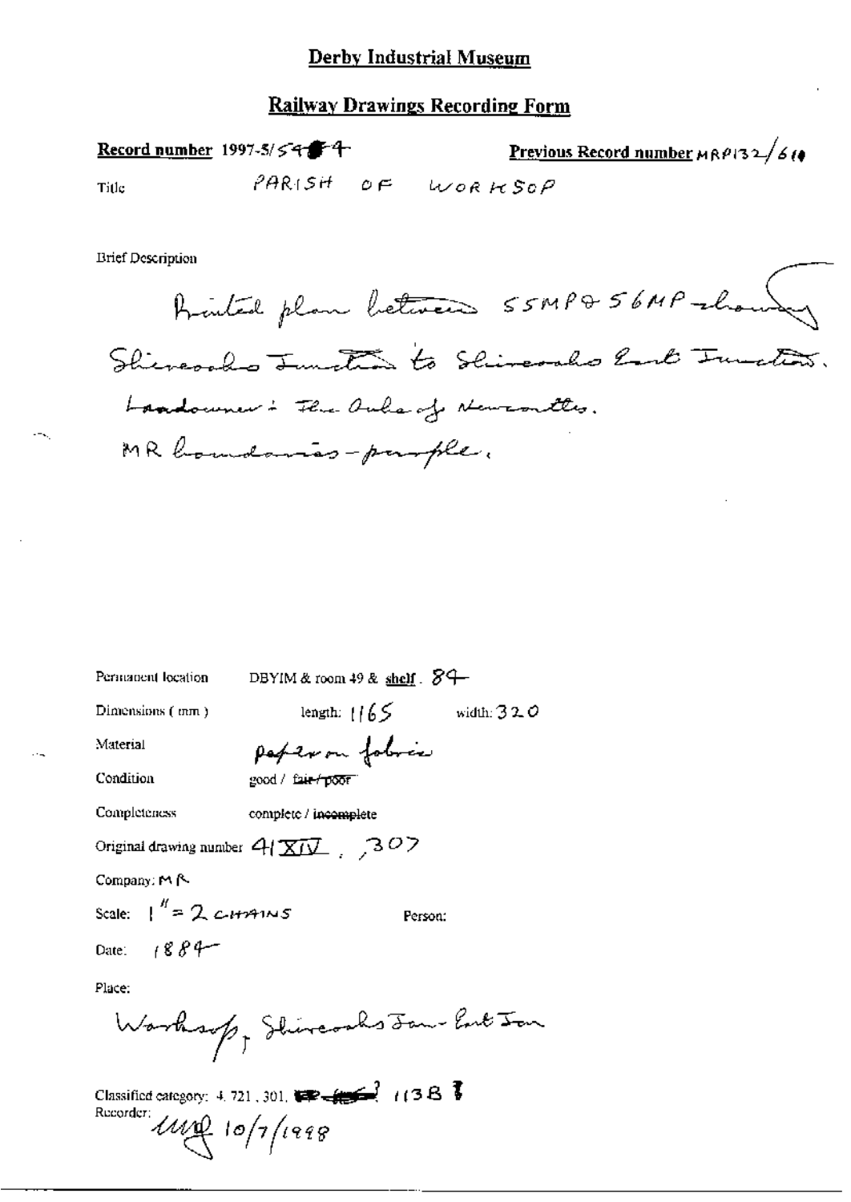# Derby Industrial Museum

## Railway Drawings Recording Form

**Record number** 1997-5/5944

**Previous Record number** MRP132/614

Title PARISH OF WORKSOP

Brief Description

Printed plan between 55MP & 56MP showing Shireoaks Junction to Shireoaks East Junction. Landowner: The Duke of Newcastle. MR boundaries - purple.

Permanent location DBYIM & room 49 & shelf. 84

Dimensions (mm) length: 1165 width: 320

Material paper on fabric

Condition good / ~~fair / poor~~

Completeness complete / ~~incomplete~~

Original drawing number 41 XIV, 307

Company: MR

Scale: 1" = 2 CHAINS

Person:

Date: 1884

Place:

Worksop, Shireoaks Jun - East Jun

Classified category: 4.721.301. 113B

Recorder: 10/7/1998